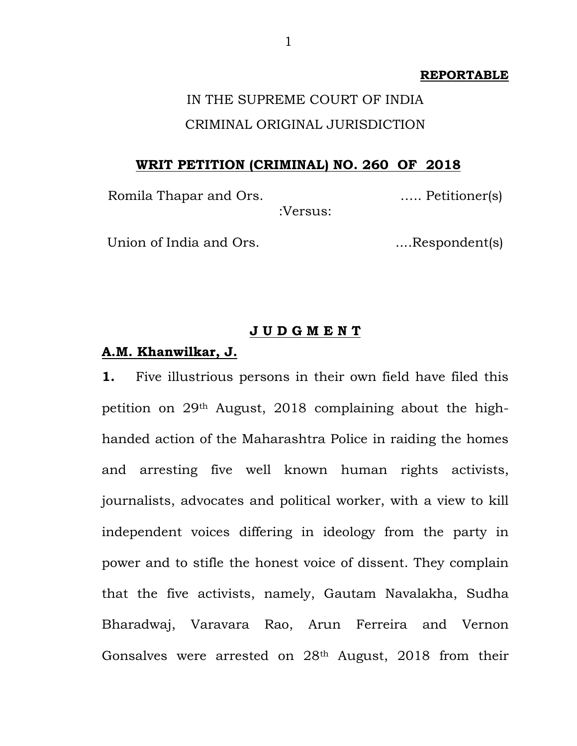**REPORTABLE**

IN THE SUPREME COURT OF INDIA

CRIMINAL ORIGINAL JURISDICTION

**WRIT PETITION (CRIMINAL) NO. 260 OF 2018**

Romila Thapar and Ors. ….. Petitioner(s)

:Versus:

Union of India and Ors. ….Respondent(s)

**J U D G M E N T**

**A.M. Khanwilkar, J.**

**1.** Five illustrious persons in their own field have filed this petition on 29th August, 2018 complaining about the high-handed action of the Maharashtra Police in raiding the homes and arresting five well known human rights activists, journalists, advocates and political worker, with a view to kill independent voices differing in ideology from the party in power and to stifle the honest voice of dissent. They complain that the five activists, namely, Gautam Navalakha, Sudha Bharadwaj, Varavara Rao, Arun Ferreira and Vernon Gonsalves were arrested on 28th August, 2018 from their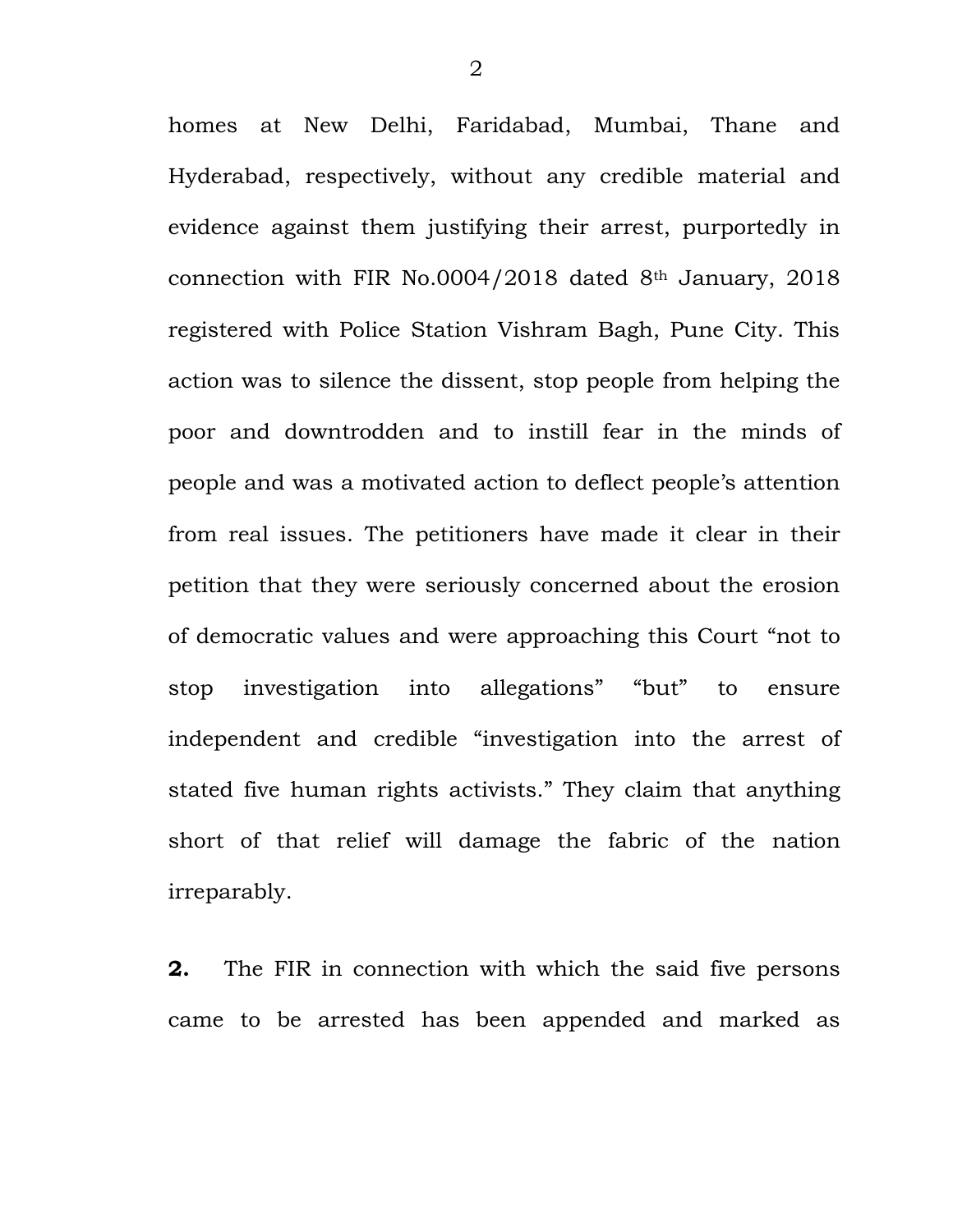homes at New Delhi, Faridabad, Mumbai, Thane and Hyderabad, respectively, without any credible material and evidence against them justifying their arrest, purportedly in connection with FIR No.0004/2018 dated 8th January, 2018 registered with Police Station Vishram Bagh, Pune City. This action was to silence the dissent, stop people from helping the poor and downtrodden and to instill fear in the minds of people and was a motivated action to deflect people's attention from real issues. The petitioners have made it clear in their petition that they were seriously concerned about the erosion of democratic values and were approaching this Court "not to stop investigation into allegations" "but" to ensure independent and credible "investigation into the arrest of stated five human rights activists." They claim that anything short of that relief will damage the fabric of the nation irreparably.

**2.** The FIR in connection with which the said five persons came to be arrested has been appended and marked as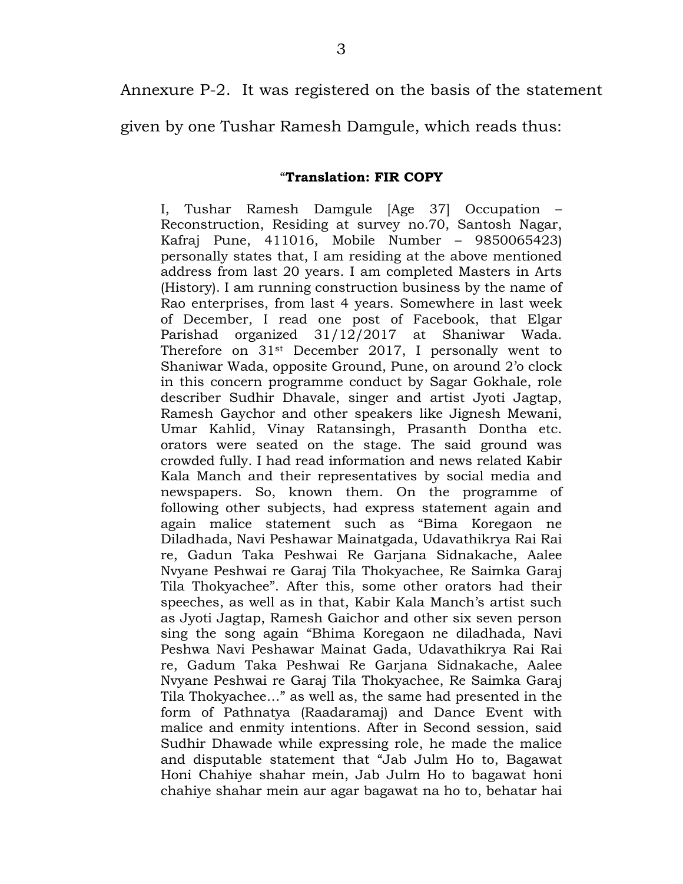Annexure P-2. It was registered on the basis of the statement given by one Tushar Ramesh Damgule, which reads thus:

> "**Translation: FIR COPY**
>
> I, Tushar Ramesh Damgule [Age 37] Occupation – Reconstruction, Residing at survey no.70, Santosh Nagar, Kafraj Pune, 411016, Mobile Number – 9850065423) personally states that, I am residing at the above mentioned address from last 20 years. I am completed Masters in Arts (History). I am running construction business by the name of Rao enterprises, from last 4 years. Somewhere in last week of December, I read one post of Facebook, that Elgar Parishad organized 31/12/2017 at Shaniwar Wada. Therefore on 31st December 2017, I personally went to Shaniwar Wada, opposite Ground, Pune, on around 2'o clock in this concern programme conduct by Sagar Gokhale, role describer Sudhir Dhavale, singer and artist Jyoti Jagtap, Ramesh Gaychor and other speakers like Jignesh Mewani, Umar Kahlid, Vinay Ratansingh, Prasanth Dontha etc. orators were seated on the stage. The said ground was crowded fully. I had read information and news related Kabir Kala Manch and their representatives by social media and newspapers. So, known them. On the programme of following other subjects, had express statement again and again malice statement such as "Bima Koregaon ne Diladhada, Navi Peshawar Mainatgada, Udavathikrya Rai Rai re, Gadun Taka Peshwai Re Garjana Sidnakache, Aalee Nvyane Peshwai re Garaj Tila Thokyachee, Re Saimka Garaj Tila Thokyachee". After this, some other orators had their speeches, as well as in that, Kabir Kala Manch's artist such as Jyoti Jagtap, Ramesh Gaichor and other six seven person sing the song again "Bhima Koregaon ne diladhada, Navi Peshwa Navi Peshawar Mainat Gada, Udavathikrya Rai Rai re, Gadum Taka Peshwai Re Garjana Sidnakache, Aalee Nvyane Peshwai re Garaj Tila Thokyachee, Re Saimka Garaj Tila Thokyachee…" as well as, the same had presented in the form of Pathnatya (Raadaramaj) and Dance Event with malice and enmity intentions. After in Second session, said Sudhir Dhawade while expressing role, he made the malice and disputable statement that "Jab Julm Ho to, Bagawat Honi Chahiye shahar mein, Jab Julm Ho to bagawat honi chahiye shahar mein aur agar bagawat na ho to, behatar hai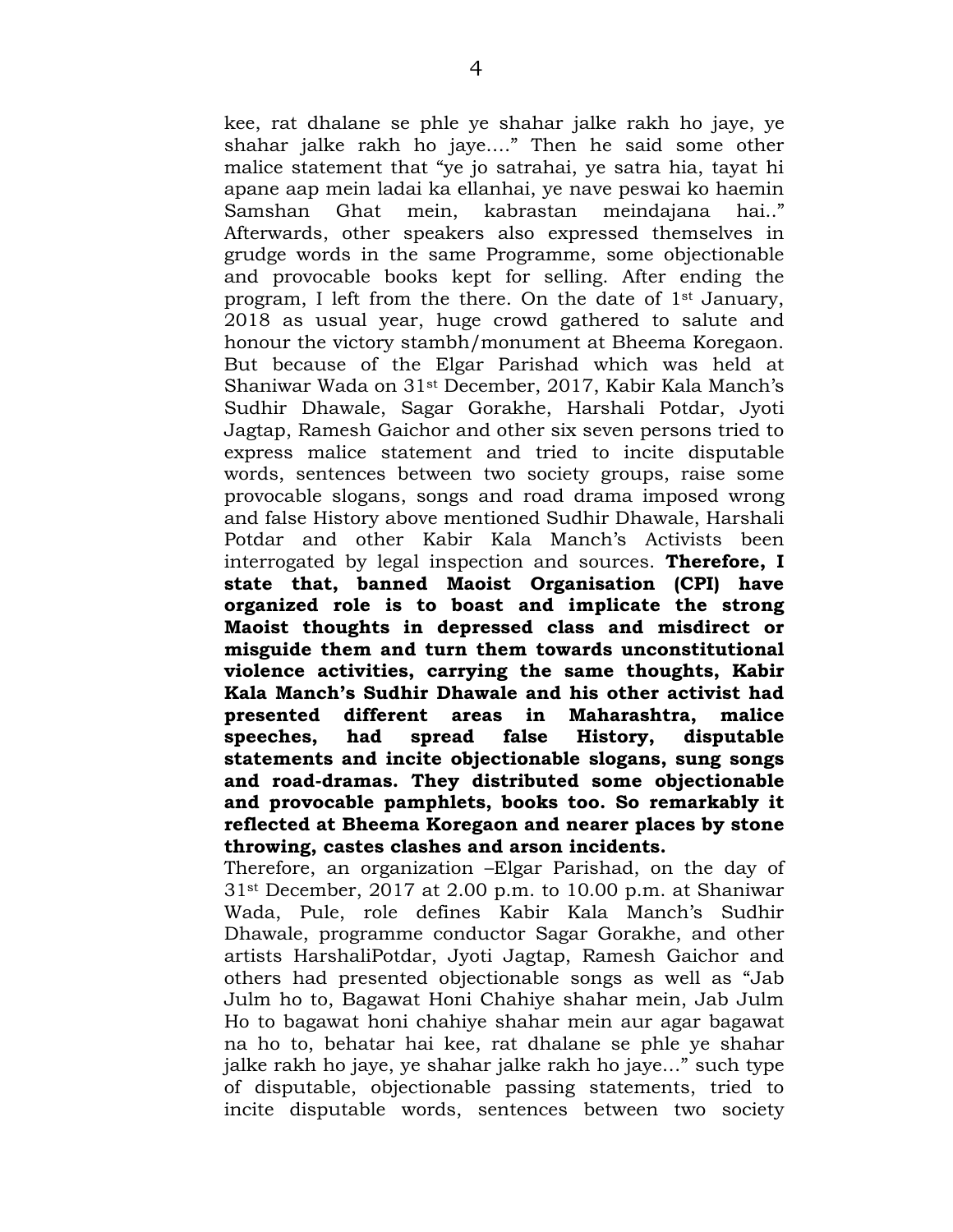kee, rat dhalane se phle ye shahar jalke rakh ho jaye, ye shahar jalke rakh ho jaye….” Then he said some other malice statement that “ye jo satrahai, ye satra hia, tayat hi apane aap mein ladai ka ellanhai, ye nave peswai ko haemin Samshan Ghat mein, kabrastan meindajana hai..” Afterwards, other speakers also expressed themselves in grudge words in the same Programme, some objectionable and provocable books kept for selling. After ending the program, I left from the there. On the date of 1st January, 2018 as usual year, huge crowd gathered to salute and honour the victory stambh/monument at Bheema Koregaon. But because of the Elgar Parishad which was held at Shaniwar Wada on 31st December, 2017, Kabir Kala Manch's Sudhir Dhawale, Sagar Gorakhe, Harshali Potdar, Jyoti Jagtap, Ramesh Gaichor and other six seven persons tried to express malice statement and tried to incite disputable words, sentences between two society groups, raise some provocable slogans, songs and road drama imposed wrong and false History above mentioned Sudhir Dhawale, Harshali Potdar and other Kabir Kala Manch's Activists been interrogated by legal inspection and sources. **Therefore, I state that, banned Maoist Organisation (CPI) have organized role is to boast and implicate the strong Maoist thoughts in depressed class and misdirect or misguide them and turn them towards unconstitutional violence activities, carrying the same thoughts, Kabir Kala Manch's Sudhir Dhawale and his other activist had presented different areas in Maharashtra, malice speeches, had spread false History, disputable statements and incite objectionable slogans, sung songs and road-dramas. They distributed some objectionable and provocable pamphlets, books too. So remarkably it reflected at Bheema Koregaon and nearer places by stone throwing, castes clashes and arson incidents.**

Therefore, an organization –Elgar Parishad, on the day of 31st December, 2017 at 2.00 p.m. to 10.00 p.m. at Shaniwar Wada, Pule, role defines Kabir Kala Manch's Sudhir Dhawale, programme conductor Sagar Gorakhe, and other artists HarshaliPotdar, Jyoti Jagtap, Ramesh Gaichor and others had presented objectionable songs as well as “Jab Julm ho to, Bagawat Honi Chahiye shahar mein, Jab Julm Ho to bagawat honi chahiye shahar mein aur agar bagawat na ho to, behatar hai kee, rat dhalane se phle ye shahar jalke rakh ho jaye, ye shahar jalke rakh ho jaye…” such type of disputable, objectionable passing statements, tried to incite disputable words, sentences between two society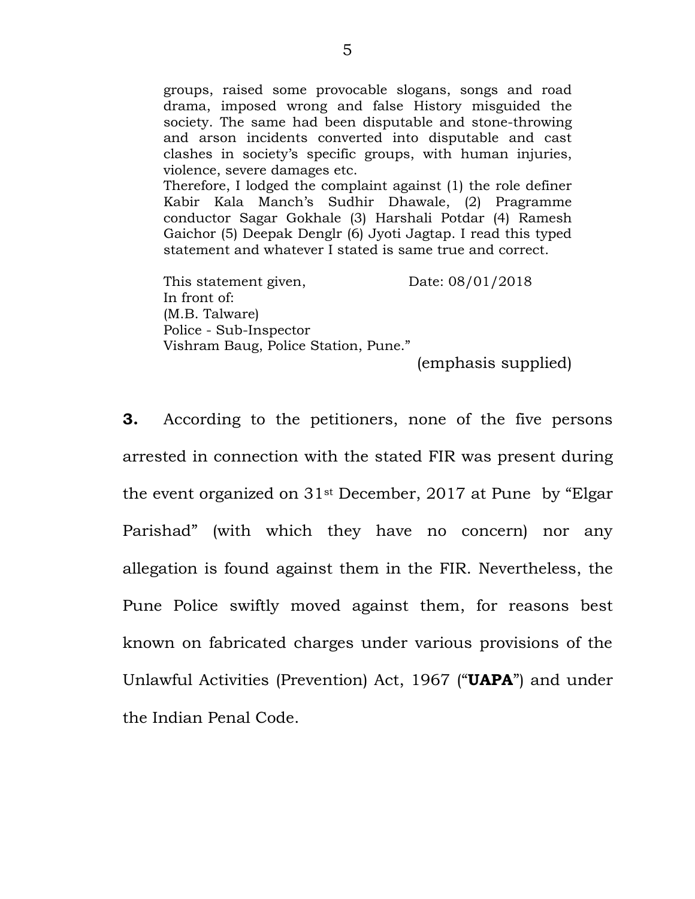> groups, raised some provocable slogans, songs and road drama, imposed wrong and false History misguided the society. The same had been disputable and stone-throwing and arson incidents converted into disputable and cast clashes in society's specific groups, with human injuries, violence, severe damages etc.
>
> Therefore, I lodged the complaint against (1) the role definer Kabir Kala Manch's Sudhir Dhawale, (2) Pragramme conductor Sagar Gokhale (3) Harshali Potdar (4) Ramesh Gaichor (5) Deepak Denglr (6) Jyoti Jagtap. I read this typed statement and whatever I stated is same true and correct.
>
> This statement given, Date: 08/01/2018
> In front of:
> (M.B. Talware)
> Police - Sub-Inspector
> Vishram Baug, Police Station, Pune."

(emphasis supplied)

**3.** According to the petitioners, none of the five persons arrested in connection with the stated FIR was present during the event organized on 31st December, 2017 at Pune by "Elgar Parishad" (with which they have no concern) nor any allegation is found against them in the FIR. Nevertheless, the Pune Police swiftly moved against them, for reasons best known on fabricated charges under various provisions of the Unlawful Activities (Prevention) Act, 1967 ("**UAPA**") and under the Indian Penal Code.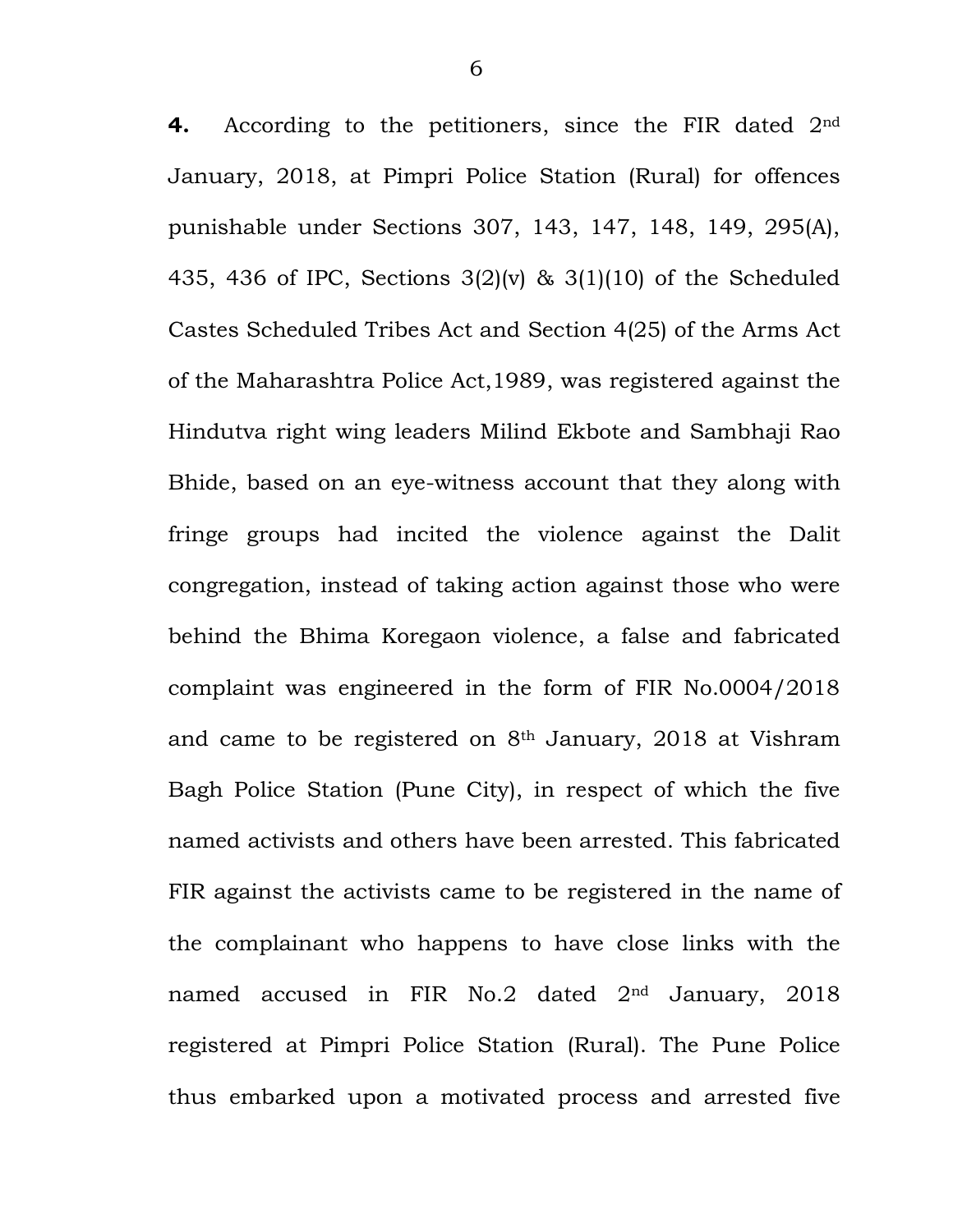**4.** According to the petitioners, since the FIR dated 2nd January, 2018, at Pimpri Police Station (Rural) for offences punishable under Sections 307, 143, 147, 148, 149, 295(A), 435, 436 of IPC, Sections 3(2)(v) & 3(1)(10) of the Scheduled Castes Scheduled Tribes Act and Section 4(25) of the Arms Act of the Maharashtra Police Act,1989, was registered against the Hindutva right wing leaders Milind Ekbote and Sambhaji Rao Bhide, based on an eye-witness account that they along with fringe groups had incited the violence against the Dalit congregation, instead of taking action against those who were behind the Bhima Koregaon violence, a false and fabricated complaint was engineered in the form of FIR No.0004/2018 and came to be registered on 8th January, 2018 at Vishram Bagh Police Station (Pune City), in respect of which the five named activists and others have been arrested. This fabricated FIR against the activists came to be registered in the name of the complainant who happens to have close links with the named accused in FIR No.2 dated 2nd January, 2018 registered at Pimpri Police Station (Rural). The Pune Police thus embarked upon a motivated process and arrested five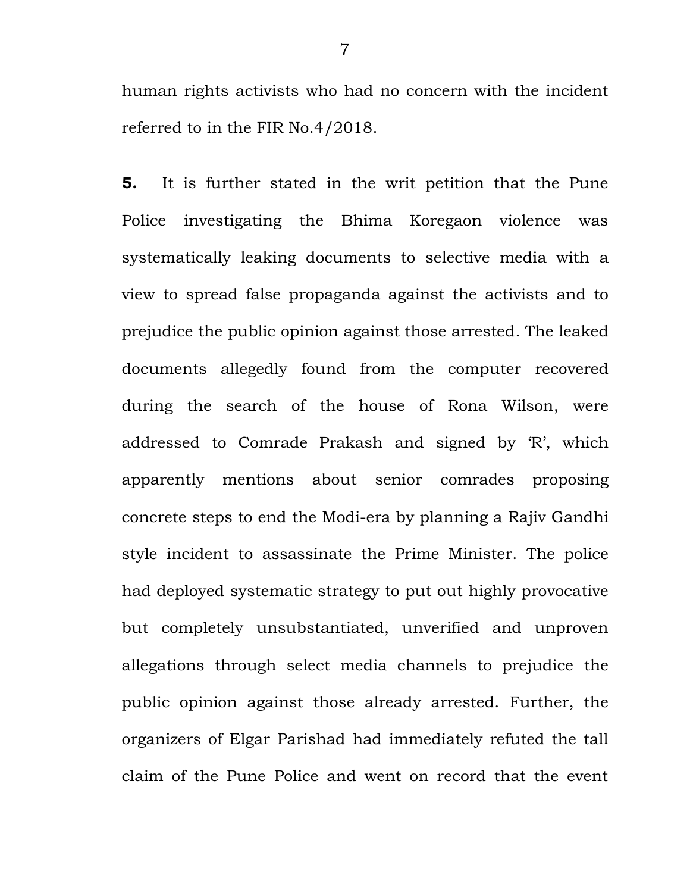human rights activists who had no concern with the incident referred to in the FIR No.4/2018.

**5.** It is further stated in the writ petition that the Pune Police investigating the Bhima Koregaon violence was systematically leaking documents to selective media with a view to spread false propaganda against the activists and to prejudice the public opinion against those arrested. The leaked documents allegedly found from the computer recovered during the search of the house of Rona Wilson, were addressed to Comrade Prakash and signed by 'R', which apparently mentions about senior comrades proposing concrete steps to end the Modi-era by planning a Rajiv Gandhi style incident to assassinate the Prime Minister. The police had deployed systematic strategy to put out highly provocative but completely unsubstantiated, unverified and unproven allegations through select media channels to prejudice the public opinion against those already arrested. Further, the organizers of Elgar Parishad had immediately refuted the tall claim of the Pune Police and went on record that the event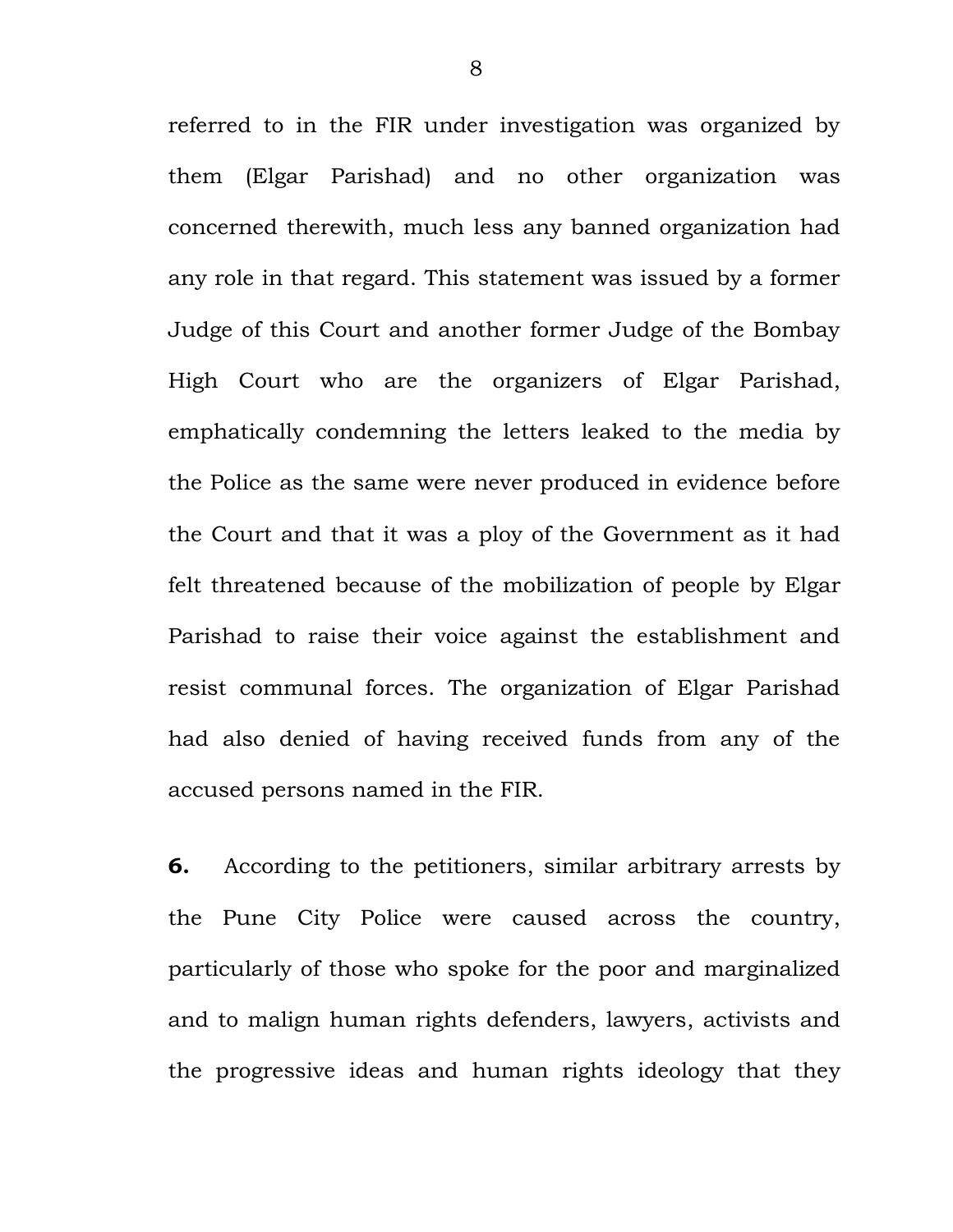referred to in the FIR under investigation was organized by them (Elgar Parishad) and no other organization was concerned therewith, much less any banned organization had any role in that regard. This statement was issued by a former Judge of this Court and another former Judge of the Bombay High Court who are the organizers of Elgar Parishad, emphatically condemning the letters leaked to the media by the Police as the same were never produced in evidence before the Court and that it was a ploy of the Government as it had felt threatened because of the mobilization of people by Elgar Parishad to raise their voice against the establishment and resist communal forces. The organization of Elgar Parishad had also denied of having received funds from any of the accused persons named in the FIR.

**6.** According to the petitioners, similar arbitrary arrests by the Pune City Police were caused across the country, particularly of those who spoke for the poor and marginalized and to malign human rights defenders, lawyers, activists and the progressive ideas and human rights ideology that they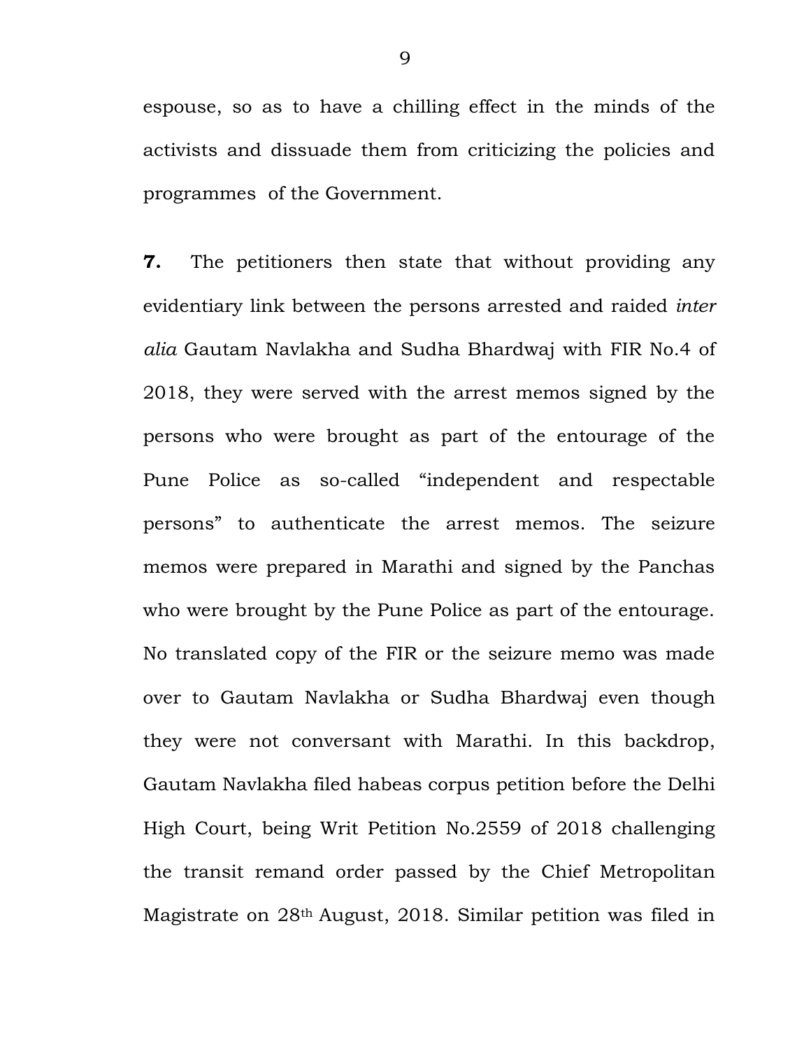espouse, so as to have a chilling effect in the minds of the activists and dissuade them from criticizing the policies and programmes of the Government.

**7.** The petitioners then state that without providing any evidentiary link between the persons arrested and raided *inter alia* Gautam Navlakha and Sudha Bhardwaj with FIR No.4 of 2018, they were served with the arrest memos signed by the persons who were brought as part of the entourage of the Pune Police as so-called "independent and respectable persons" to authenticate the arrest memos. The seizure memos were prepared in Marathi and signed by the Panchas who were brought by the Pune Police as part of the entourage. No translated copy of the FIR or the seizure memo was made over to Gautam Navlakha or Sudha Bhardwaj even though they were not conversant with Marathi. In this backdrop, Gautam Navlakha filed habeas corpus petition before the Delhi High Court, being Writ Petition No.2559 of 2018 challenging the transit remand order passed by the Chief Metropolitan Magistrate on 28th August, 2018. Similar petition was filed in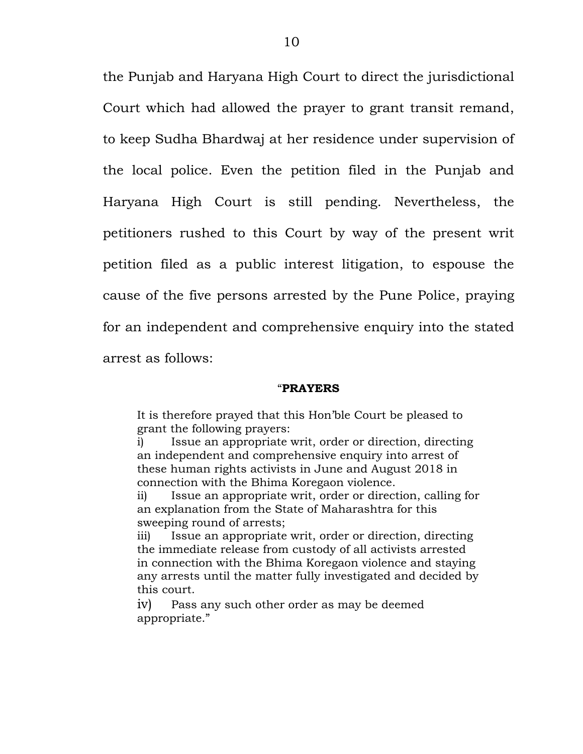the Punjab and Haryana High Court to direct the jurisdictional Court which had allowed the prayer to grant transit remand, to keep Sudha Bhardwaj at her residence under supervision of the local police. Even the petition filed in the Punjab and Haryana High Court is still pending. Nevertheless, the petitioners rushed to this Court by way of the present writ petition filed as a public interest litigation, to espouse the cause of the five persons arrested by the Pune Police, praying for an independent and comprehensive enquiry into the stated arrest as follows:

> "**PRAYERS**
>
> It is therefore prayed that this Hon'ble Court be pleased to grant the following prayers:
>
> i) Issue an appropriate writ, order or direction, directing an independent and comprehensive enquiry into arrest of these human rights activists in June and August 2018 in connection with the Bhima Koregaon violence.
>
> ii) Issue an appropriate writ, order or direction, calling for an explanation from the State of Maharashtra for this sweeping round of arrests;
>
> iii) Issue an appropriate writ, order or direction, directing the immediate release from custody of all activists arrested in connection with the Bhima Koregaon violence and staying any arrests until the matter fully investigated and decided by this court.
>
> iv) Pass any such other order as may be deemed appropriate."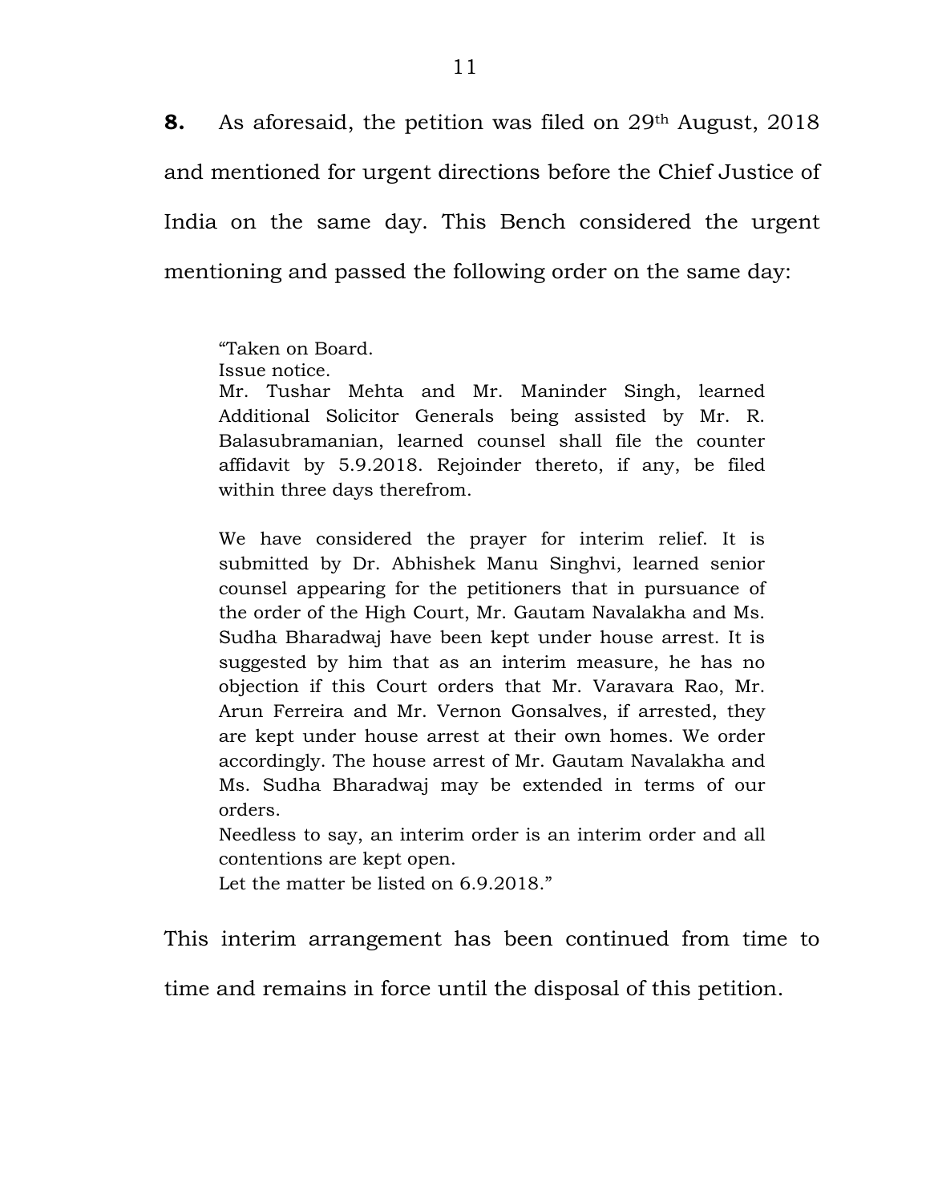**8.** As aforesaid, the petition was filed on 29th August, 2018 and mentioned for urgent directions before the Chief Justice of India on the same day. This Bench considered the urgent mentioning and passed the following order on the same day:

> "Taken on Board.
> Issue notice.
> Mr. Tushar Mehta and Mr. Maninder Singh, learned Additional Solicitor Generals being assisted by Mr. R. Balasubramanian, learned counsel shall file the counter affidavit by 5.9.2018. Rejoinder thereto, if any, be filed within three days therefrom.
>
> We have considered the prayer for interim relief. It is submitted by Dr. Abhishek Manu Singhvi, learned senior counsel appearing for the petitioners that in pursuance of the order of the High Court, Mr. Gautam Navalakha and Ms. Sudha Bharadwaj have been kept under house arrest. It is suggested by him that as an interim measure, he has no objection if this Court orders that Mr. Varavara Rao, Mr. Arun Ferreira and Mr. Vernon Gonsalves, if arrested, they are kept under house arrest at their own homes. We order accordingly. The house arrest of Mr. Gautam Navalakha and Ms. Sudha Bharadwaj may be extended in terms of our orders.
> Needless to say, an interim order is an interim order and all contentions are kept open.
> Let the matter be listed on 6.9.2018."

This interim arrangement has been continued from time to time and remains in force until the disposal of this petition.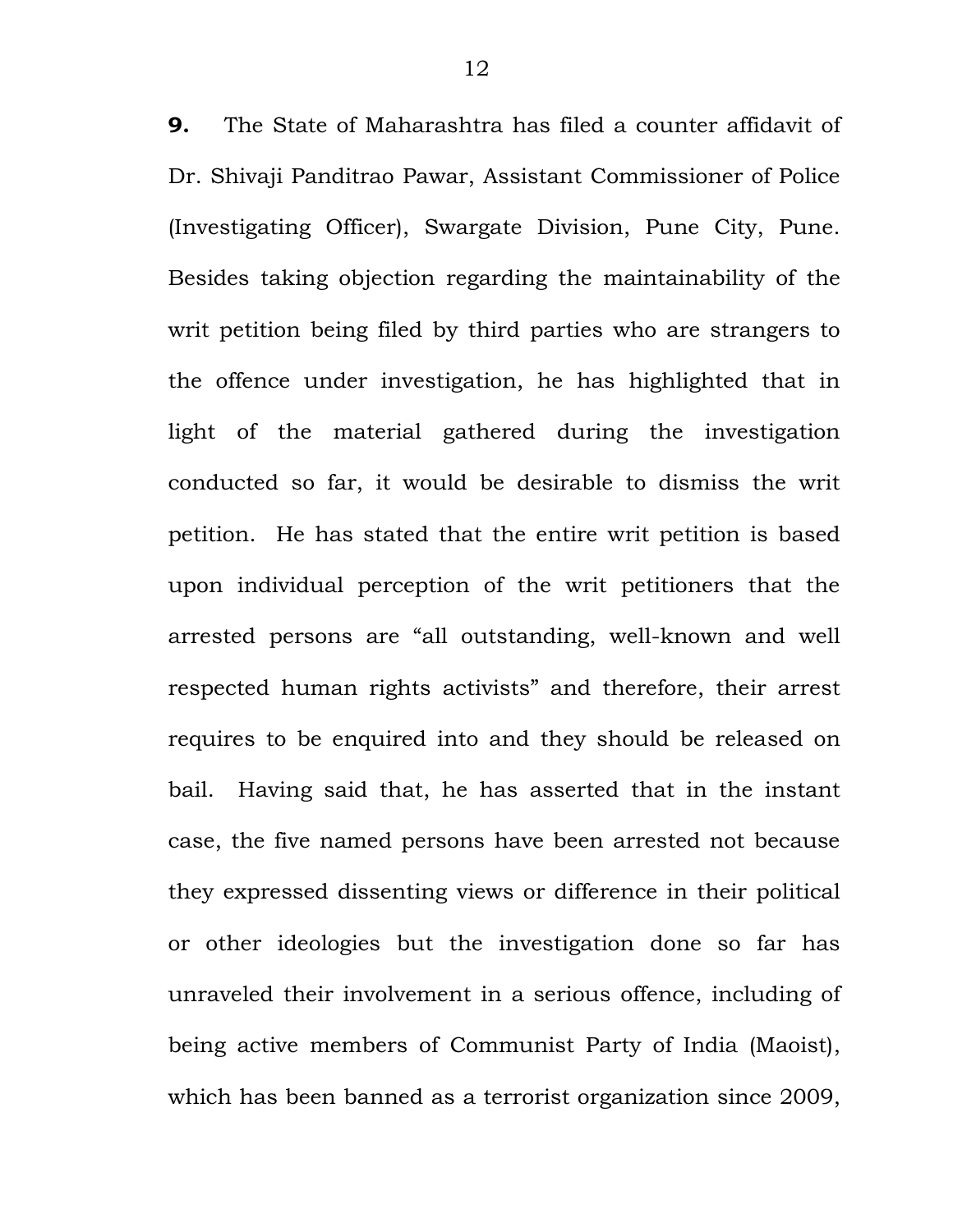**9.** The State of Maharashtra has filed a counter affidavit of Dr. Shivaji Panditrao Pawar, Assistant Commissioner of Police (Investigating Officer), Swargate Division, Pune City, Pune. Besides taking objection regarding the maintainability of the writ petition being filed by third parties who are strangers to the offence under investigation, he has highlighted that in light of the material gathered during the investigation conducted so far, it would be desirable to dismiss the writ petition. He has stated that the entire writ petition is based upon individual perception of the writ petitioners that the arrested persons are "all outstanding, well-known and well respected human rights activists" and therefore, their arrest requires to be enquired into and they should be released on bail. Having said that, he has asserted that in the instant case, the five named persons have been arrested not because they expressed dissenting views or difference in their political or other ideologies but the investigation done so far has unraveled their involvement in a serious offence, including of being active members of Communist Party of India (Maoist), which has been banned as a terrorist organization since 2009,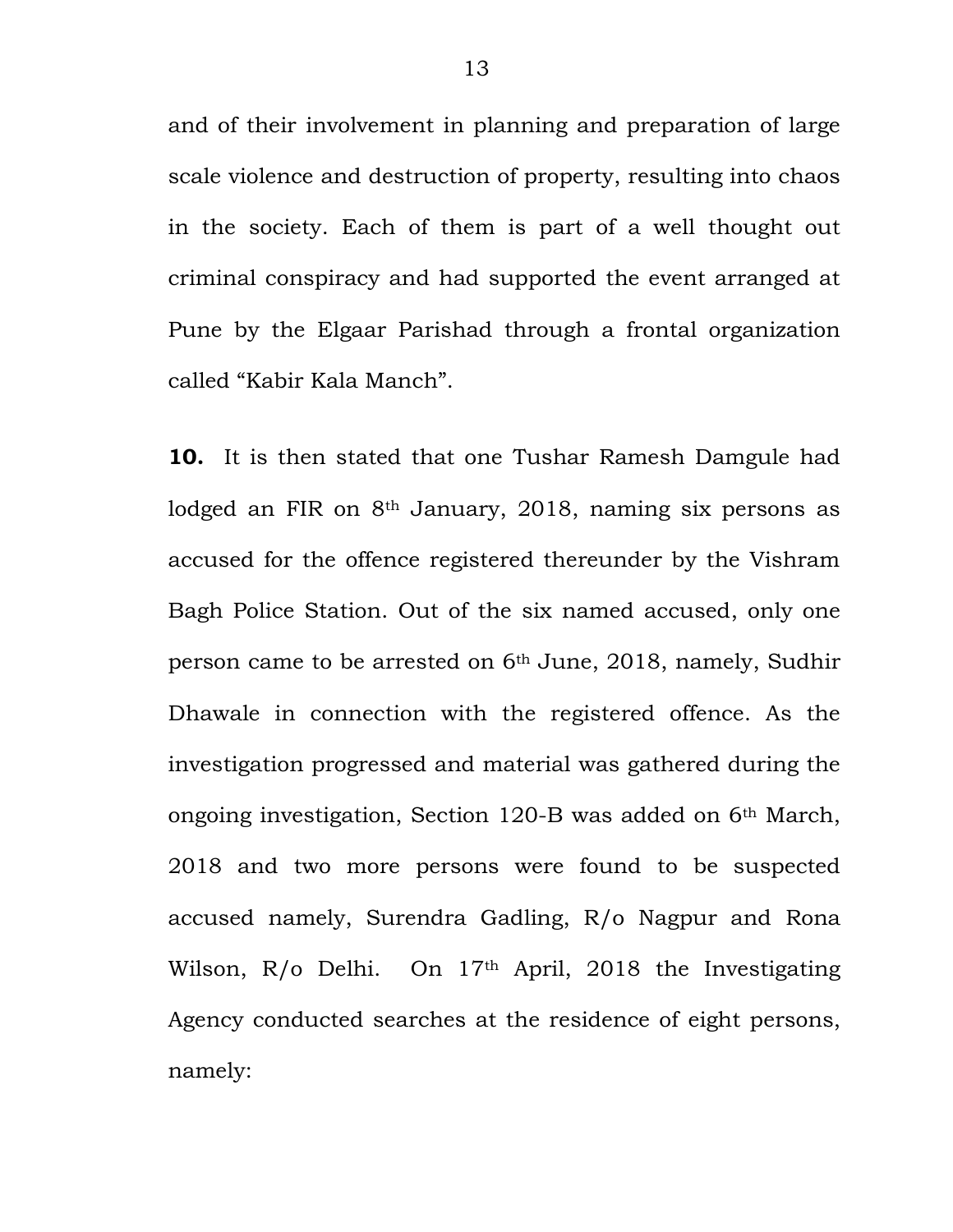and of their involvement in planning and preparation of large scale violence and destruction of property, resulting into chaos in the society. Each of them is part of a well thought out criminal conspiracy and had supported the event arranged at Pune by the Elgaar Parishad through a frontal organization called "Kabir Kala Manch".

**10.** It is then stated that one Tushar Ramesh Damgule had lodged an FIR on 8th January, 2018, naming six persons as accused for the offence registered thereunder by the Vishram Bagh Police Station. Out of the six named accused, only one person came to be arrested on 6th June, 2018, namely, Sudhir Dhawale in connection with the registered offence. As the investigation progressed and material was gathered during the ongoing investigation, Section 120-B was added on 6th March, 2018 and two more persons were found to be suspected accused namely, Surendra Gadling, R/o Nagpur and Rona Wilson, R/o Delhi. On 17th April, 2018 the Investigating Agency conducted searches at the residence of eight persons, namely: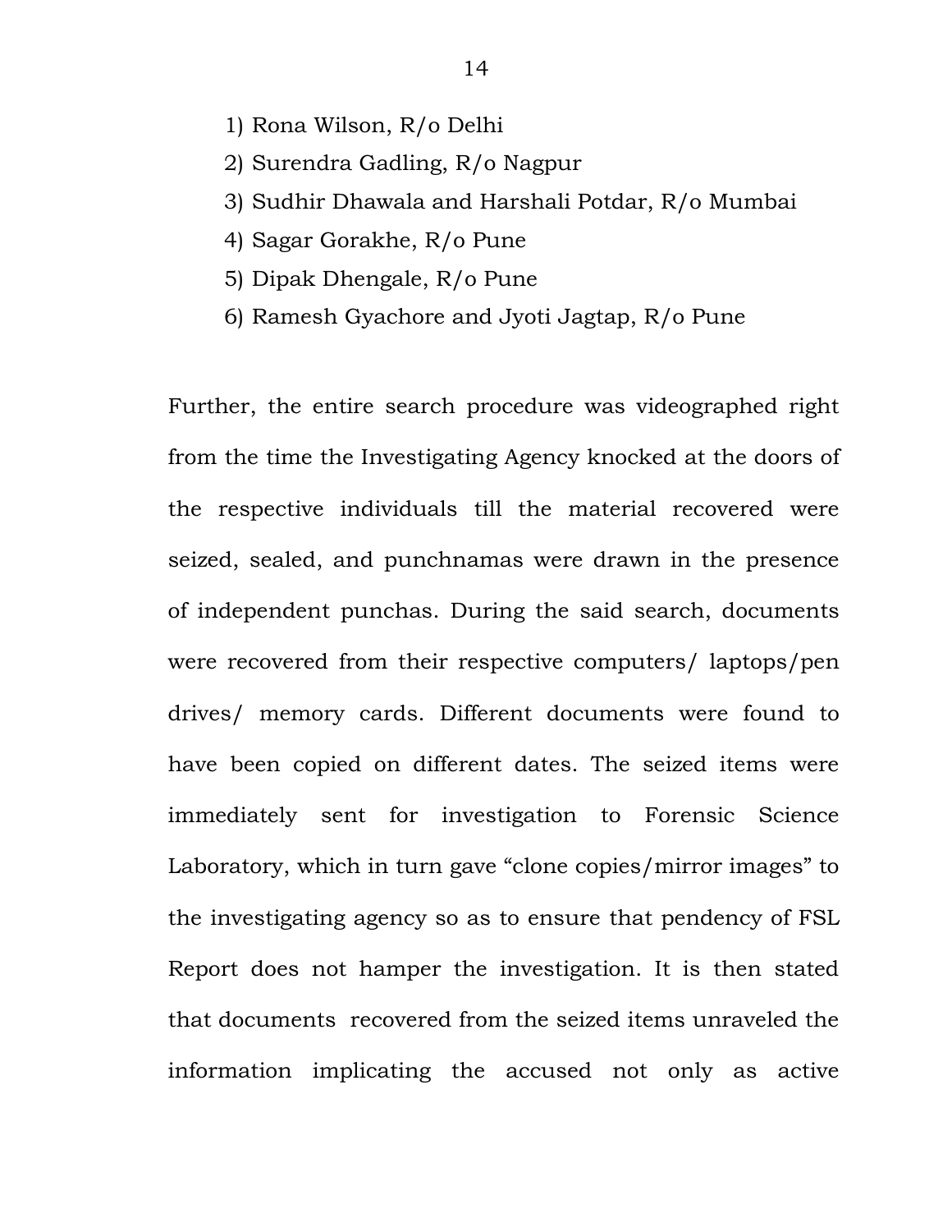1) Rona Wilson, R/o Delhi
2) Surendra Gadling, R/o Nagpur
3) Sudhir Dhawala and Harshali Potdar, R/o Mumbai
4) Sagar Gorakhe, R/o Pune
5) Dipak Dhengale, R/o Pune
6) Ramesh Gyachore and Jyoti Jagtap, R/o Pune

Further, the entire search procedure was videographed right from the time the Investigating Agency knocked at the doors of the respective individuals till the material recovered were seized, sealed, and punchnamas were drawn in the presence of independent punchas. During the said search, documents were recovered from their respective computers/ laptops/pen drives/ memory cards. Different documents were found to have been copied on different dates. The seized items were immediately sent for investigation to Forensic Science Laboratory, which in turn gave "clone copies/mirror images" to the investigating agency so as to ensure that pendency of FSL Report does not hamper the investigation. It is then stated that documents recovered from the seized items unraveled the information implicating the accused not only as active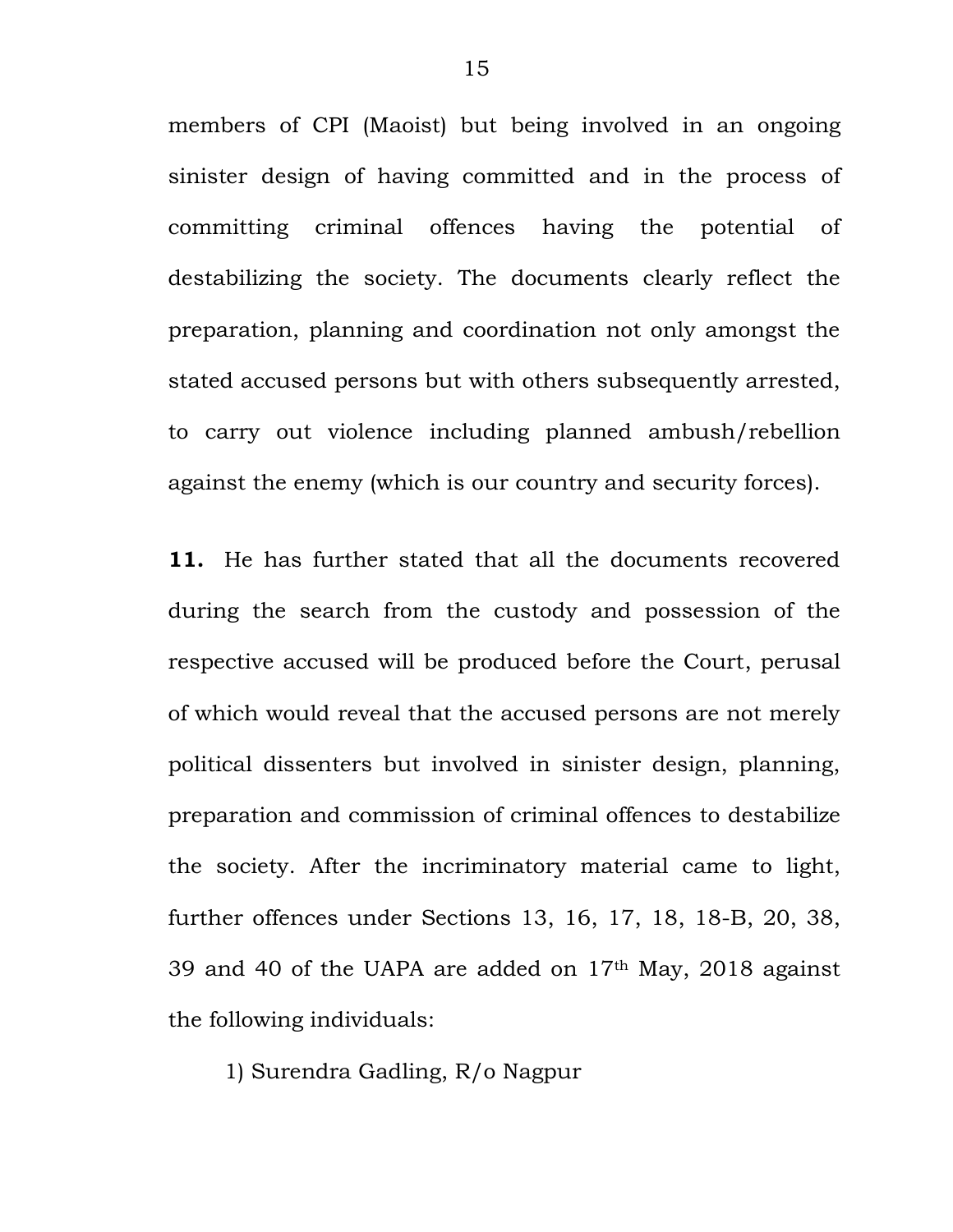members of CPI (Maoist) but being involved in an ongoing sinister design of having committed and in the process of committing criminal offences having the potential of destabilizing the society. The documents clearly reflect the preparation, planning and coordination not only amongst the stated accused persons but with others subsequently arrested, to carry out violence including planned ambush/rebellion against the enemy (which is our country and security forces).

**11.** He has further stated that all the documents recovered during the search from the custody and possession of the respective accused will be produced before the Court, perusal of which would reveal that the accused persons are not merely political dissenters but involved in sinister design, planning, preparation and commission of criminal offences to destabilize the society. After the incriminatory material came to light, further offences under Sections 13, 16, 17, 18, 18-B, 20, 38, 39 and 40 of the UAPA are added on 17th May, 2018 against the following individuals:

1) Surendra Gadling, R/o Nagpur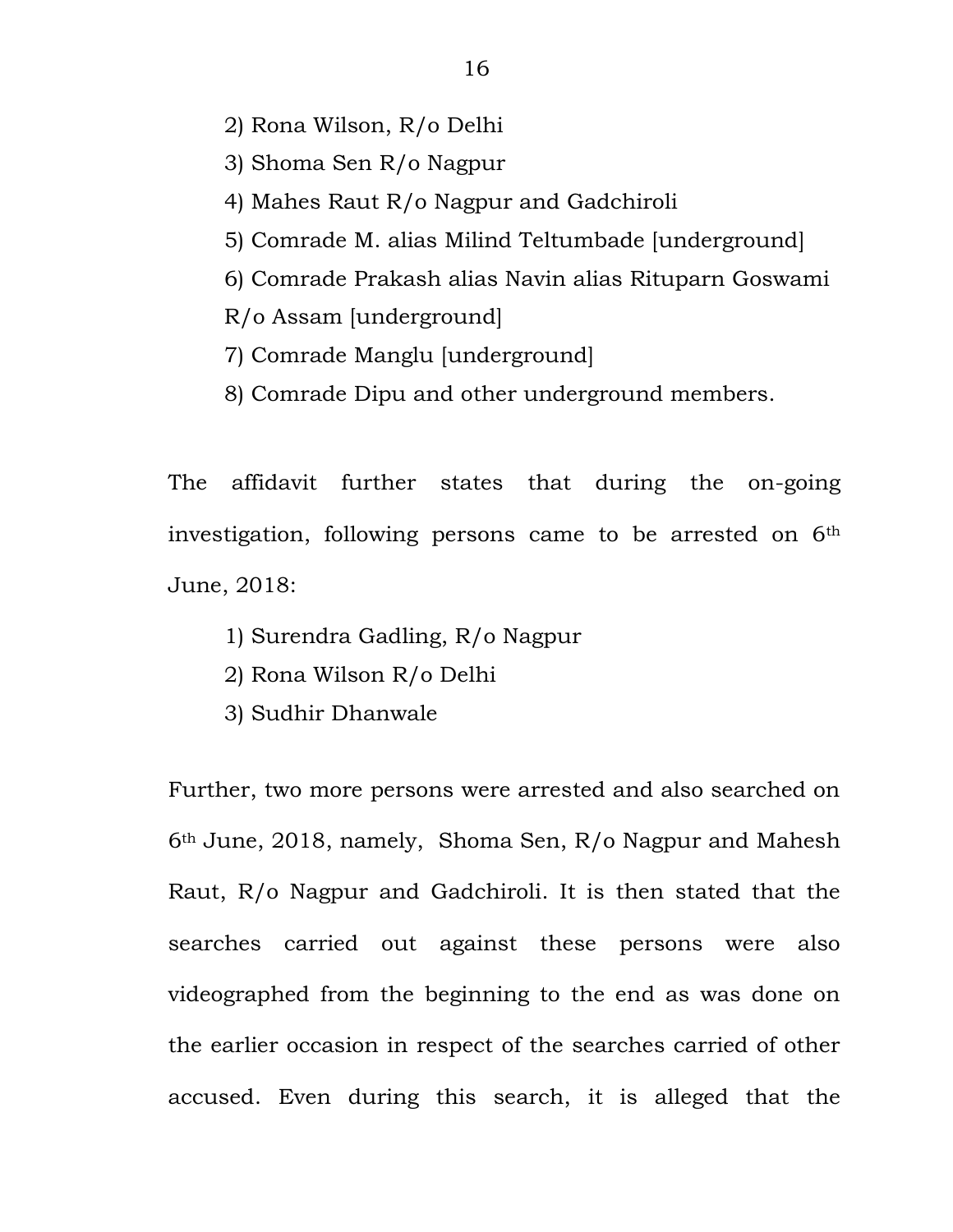2) Rona Wilson, R/o Delhi

3) Shoma Sen R/o Nagpur

4) Mahes Raut R/o Nagpur and Gadchiroli

5) Comrade M. alias Milind Teltumbade [underground]

6) Comrade Prakash alias Navin alias Rituparn Goswami R/o Assam [underground]

7) Comrade Manglu [underground]

8) Comrade Dipu and other underground members.

The affidavit further states that during the on-going investigation, following persons came to be arrested on 6th June, 2018:

1) Surendra Gadling, R/o Nagpur
2) Rona Wilson R/o Delhi
3) Sudhir Dhanwale

Further, two more persons were arrested and also searched on 6th June, 2018, namely, Shoma Sen, R/o Nagpur and Mahesh Raut, R/o Nagpur and Gadchiroli. It is then stated that the searches carried out against these persons were also videographed from the beginning to the end as was done on the earlier occasion in respect of the searches carried of other accused. Even during this search, it is alleged that the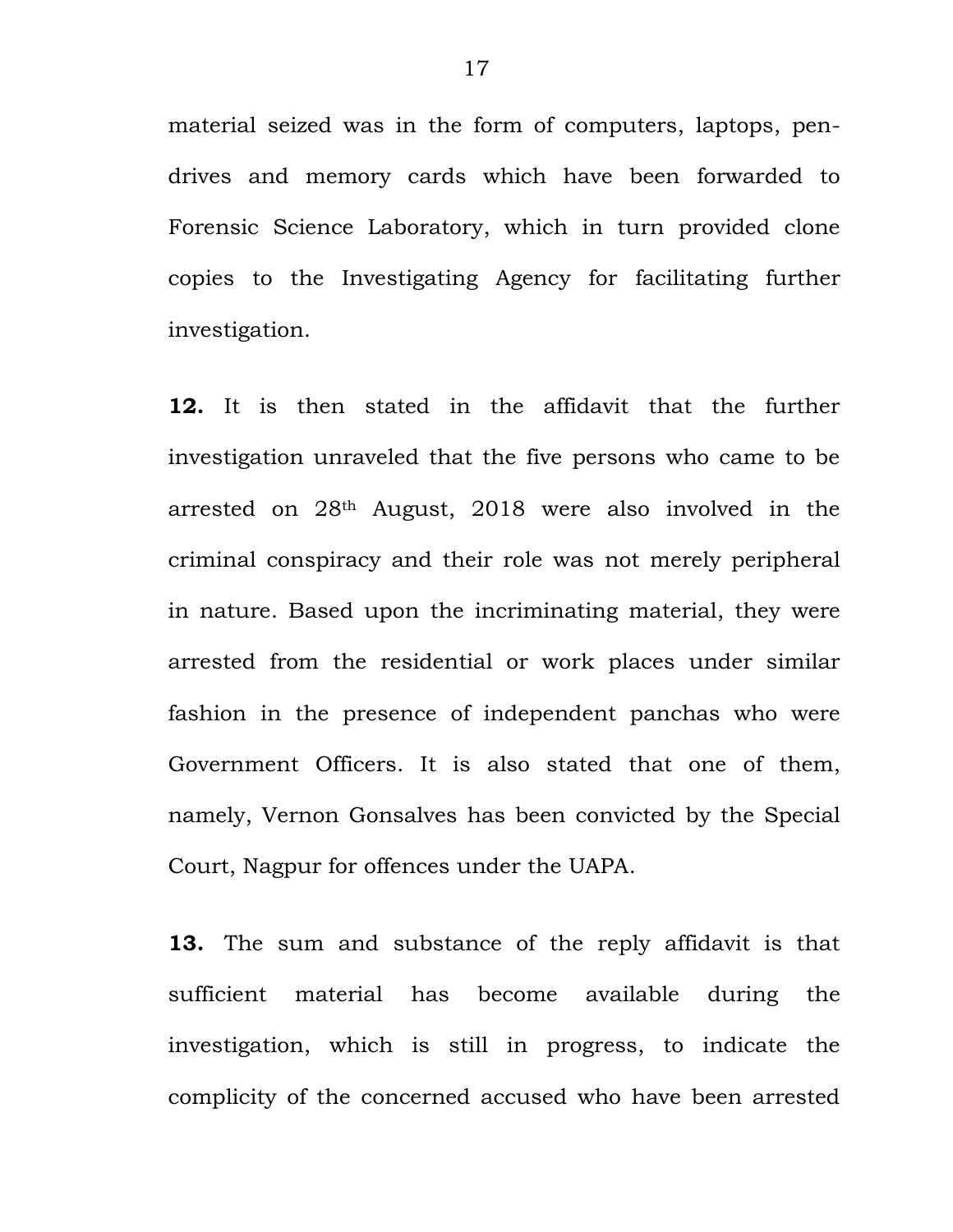material seized was in the form of computers, laptops, pen-drives and memory cards which have been forwarded to Forensic Science Laboratory, which in turn provided clone copies to the Investigating Agency for facilitating further investigation.

**12.** It is then stated in the affidavit that the further investigation unraveled that the five persons who came to be arrested on 28th August, 2018 were also involved in the criminal conspiracy and their role was not merely peripheral in nature. Based upon the incriminating material, they were arrested from the residential or work places under similar fashion in the presence of independent panchas who were Government Officers. It is also stated that one of them, namely, Vernon Gonsalves has been convicted by the Special Court, Nagpur for offences under the UAPA.

**13.** The sum and substance of the reply affidavit is that sufficient material has become available during the investigation, which is still in progress, to indicate the complicity of the concerned accused who have been arrested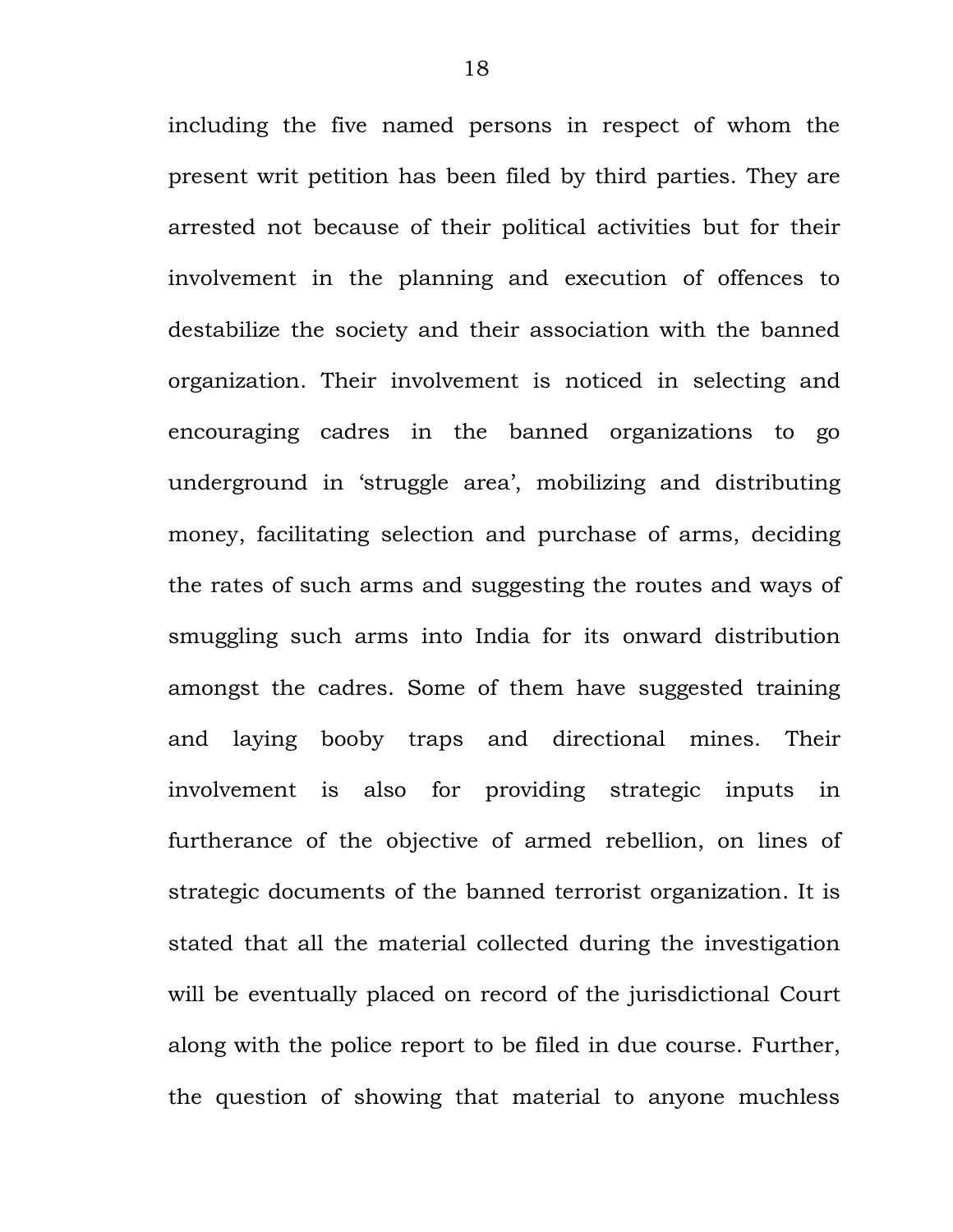including the five named persons in respect of whom the present writ petition has been filed by third parties. They are arrested not because of their political activities but for their involvement in the planning and execution of offences to destabilize the society and their association with the banned organization. Their involvement is noticed in selecting and encouraging cadres in the banned organizations to go underground in 'struggle area', mobilizing and distributing money, facilitating selection and purchase of arms, deciding the rates of such arms and suggesting the routes and ways of smuggling such arms into India for its onward distribution amongst the cadres. Some of them have suggested training and laying booby traps and directional mines. Their involvement is also for providing strategic inputs in furtherance of the objective of armed rebellion, on lines of strategic documents of the banned terrorist organization. It is stated that all the material collected during the investigation will be eventually placed on record of the jurisdictional Court along with the police report to be filed in due course. Further, the question of showing that material to anyone muchless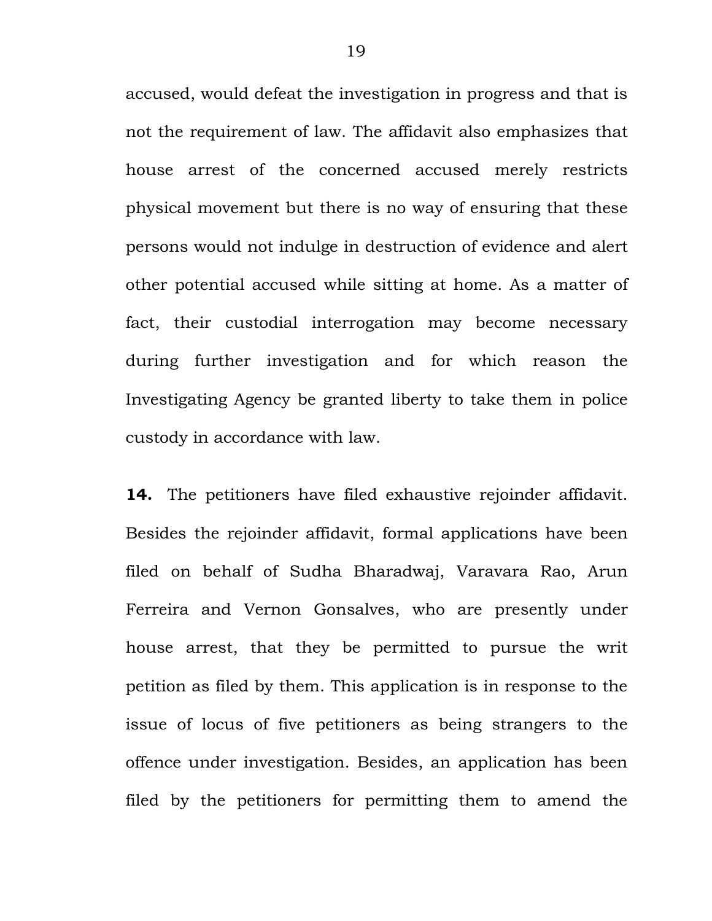accused, would defeat the investigation in progress and that is not the requirement of law. The affidavit also emphasizes that house arrest of the concerned accused merely restricts physical movement but there is no way of ensuring that these persons would not indulge in destruction of evidence and alert other potential accused while sitting at home. As a matter of fact, their custodial interrogation may become necessary during further investigation and for which reason the Investigating Agency be granted liberty to take them in police custody in accordance with law.

**14.** The petitioners have filed exhaustive rejoinder affidavit. Besides the rejoinder affidavit, formal applications have been filed on behalf of Sudha Bharadwaj, Varavara Rao, Arun Ferreira and Vernon Gonsalves, who are presently under house arrest, that they be permitted to pursue the writ petition as filed by them. This application is in response to the issue of locus of five petitioners as being strangers to the offence under investigation. Besides, an application has been filed by the petitioners for permitting them to amend the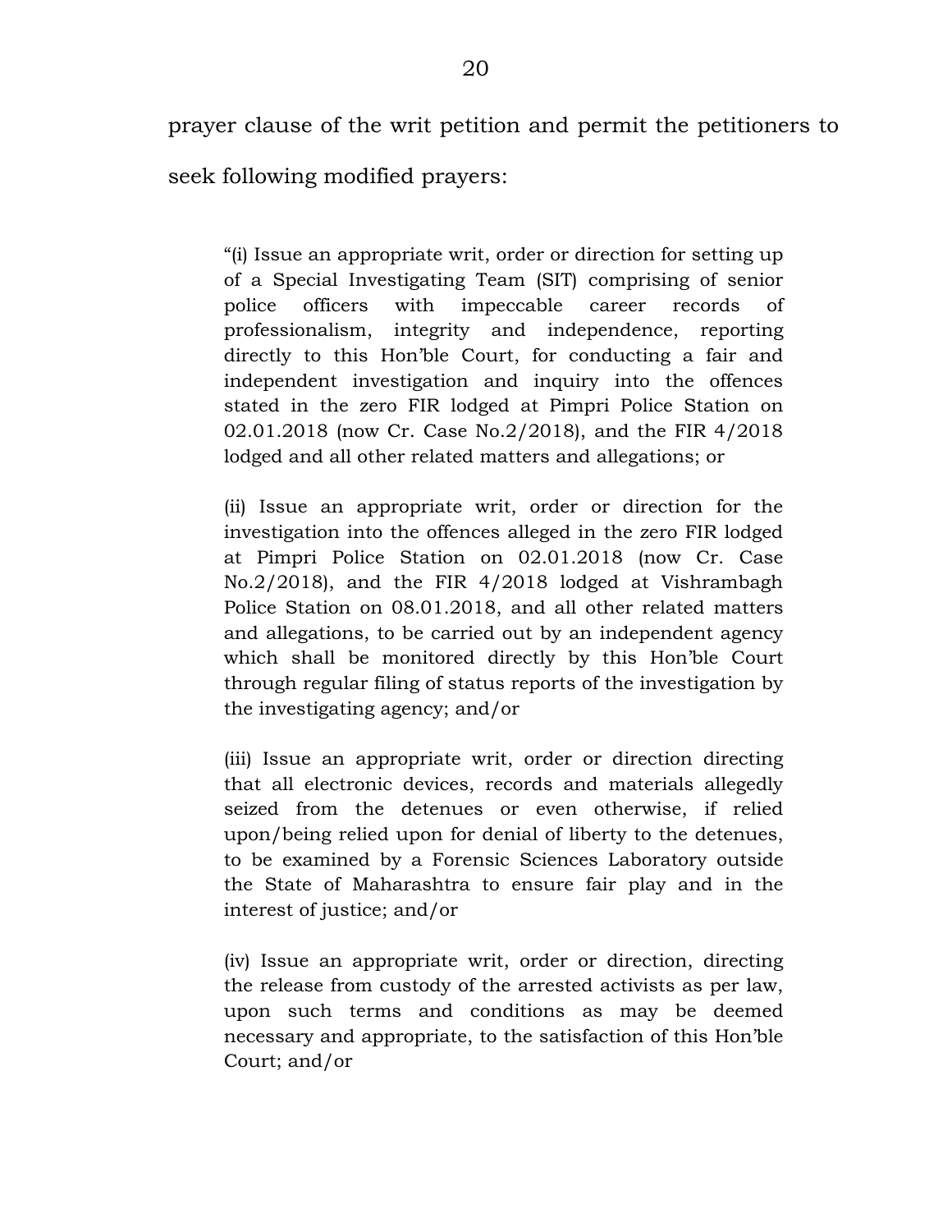prayer clause of the writ petition and permit the petitioners to seek following modified prayers:

> "(i) Issue an appropriate writ, order or direction for setting up of a Special Investigating Team (SIT) comprising of senior police officers with impeccable career records of professionalism, integrity and independence, reporting directly to this Hon'ble Court, for conducting a fair and independent investigation and inquiry into the offences stated in the zero FIR lodged at Pimpri Police Station on 02.01.2018 (now Cr. Case No.2/2018), and the FIR 4/2018 lodged and all other related matters and allegations; or
>
> (ii) Issue an appropriate writ, order or direction for the investigation into the offences alleged in the zero FIR lodged at Pimpri Police Station on 02.01.2018 (now Cr. Case No.2/2018), and the FIR 4/2018 lodged at Vishrambagh Police Station on 08.01.2018, and all other related matters and allegations, to be carried out by an independent agency which shall be monitored directly by this Hon'ble Court through regular filing of status reports of the investigation by the investigating agency; and/or
>
> (iii) Issue an appropriate writ, order or direction directing that all electronic devices, records and materials allegedly seized from the detenues or even otherwise, if relied upon/being relied upon for denial of liberty to the detenues, to be examined by a Forensic Sciences Laboratory outside the State of Maharashtra to ensure fair play and in the interest of justice; and/or
>
> (iv) Issue an appropriate writ, order or direction, directing the release from custody of the arrested activists as per law, upon such terms and conditions as may be deemed necessary and appropriate, to the satisfaction of this Hon'ble Court; and/or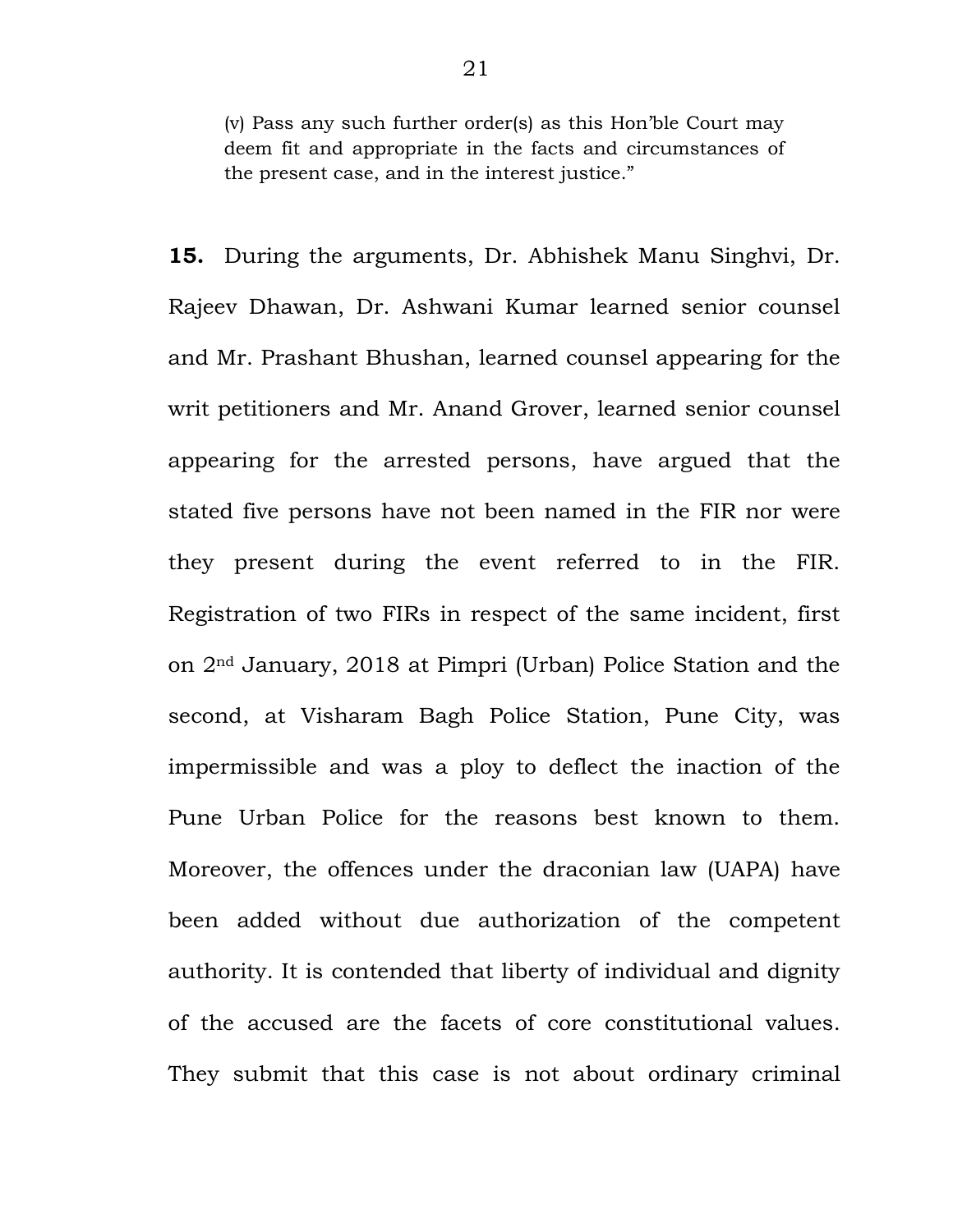(v) Pass any such further order(s) as this Hon'ble Court may deem fit and appropriate in the facts and circumstances of the present case, and in the interest justice."

**15.** During the arguments, Dr. Abhishek Manu Singhvi, Dr. Rajeev Dhawan, Dr. Ashwani Kumar learned senior counsel and Mr. Prashant Bhushan, learned counsel appearing for the writ petitioners and Mr. Anand Grover, learned senior counsel appearing for the arrested persons, have argued that the stated five persons have not been named in the FIR nor were they present during the event referred to in the FIR. Registration of two FIRs in respect of the same incident, first on 2nd January, 2018 at Pimpri (Urban) Police Station and the second, at Visharam Bagh Police Station, Pune City, was impermissible and was a ploy to deflect the inaction of the Pune Urban Police for the reasons best known to them. Moreover, the offences under the draconian law (UAPA) have been added without due authorization of the competent authority. It is contended that liberty of individual and dignity of the accused are the facets of core constitutional values. They submit that this case is not about ordinary criminal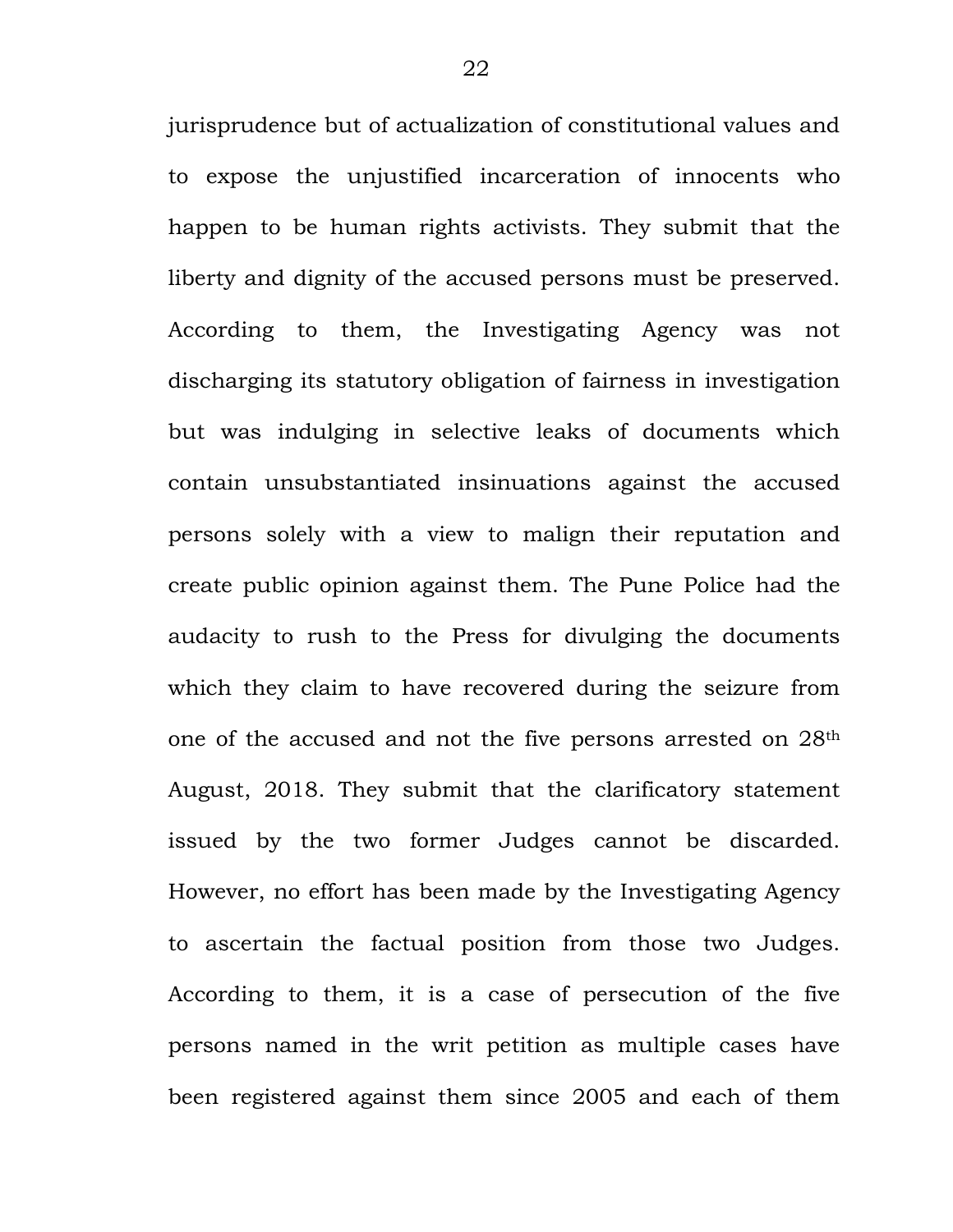jurisprudence but of actualization of constitutional values and to expose the unjustified incarceration of innocents who happen to be human rights activists. They submit that the liberty and dignity of the accused persons must be preserved. According to them, the Investigating Agency was not discharging its statutory obligation of fairness in investigation but was indulging in selective leaks of documents which contain unsubstantiated insinuations against the accused persons solely with a view to malign their reputation and create public opinion against them. The Pune Police had the audacity to rush to the Press for divulging the documents which they claim to have recovered during the seizure from one of the accused and not the five persons arrested on 28th August, 2018. They submit that the clarificatory statement issued by the two former Judges cannot be discarded. However, no effort has been made by the Investigating Agency to ascertain the factual position from those two Judges. According to them, it is a case of persecution of the five persons named in the writ petition as multiple cases have been registered against them since 2005 and each of them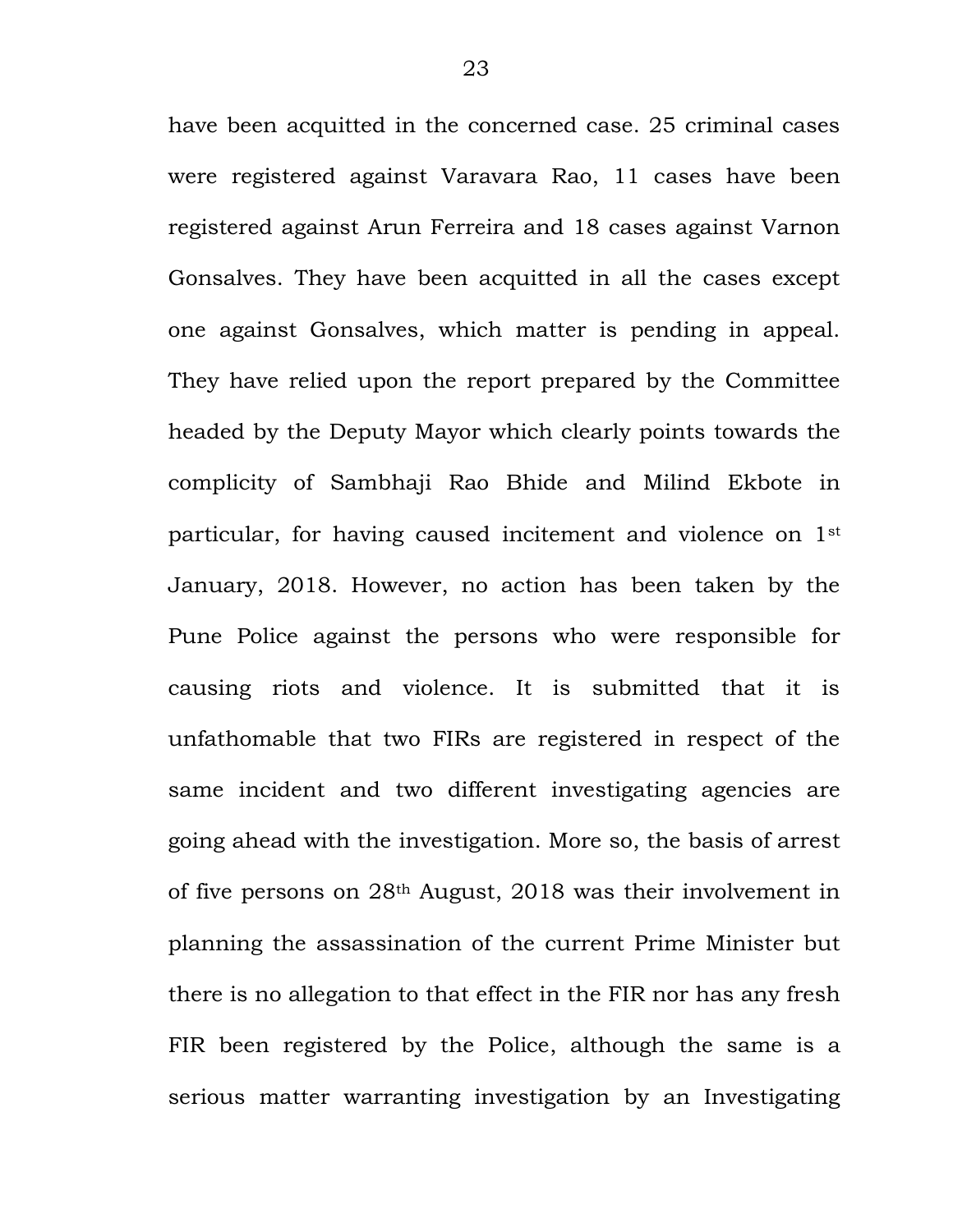have been acquitted in the concerned case. 25 criminal cases were registered against Varavara Rao, 11 cases have been registered against Arun Ferreira and 18 cases against Varnon Gonsalves. They have been acquitted in all the cases except one against Gonsalves, which matter is pending in appeal. They have relied upon the report prepared by the Committee headed by the Deputy Mayor which clearly points towards the complicity of Sambhaji Rao Bhide and Milind Ekbote in particular, for having caused incitement and violence on 1st January, 2018. However, no action has been taken by the Pune Police against the persons who were responsible for causing riots and violence. It is submitted that it is unfathomable that two FIRs are registered in respect of the same incident and two different investigating agencies are going ahead with the investigation. More so, the basis of arrest of five persons on 28th August, 2018 was their involvement in planning the assassination of the current Prime Minister but there is no allegation to that effect in the FIR nor has any fresh FIR been registered by the Police, although the same is a serious matter warranting investigation by an Investigating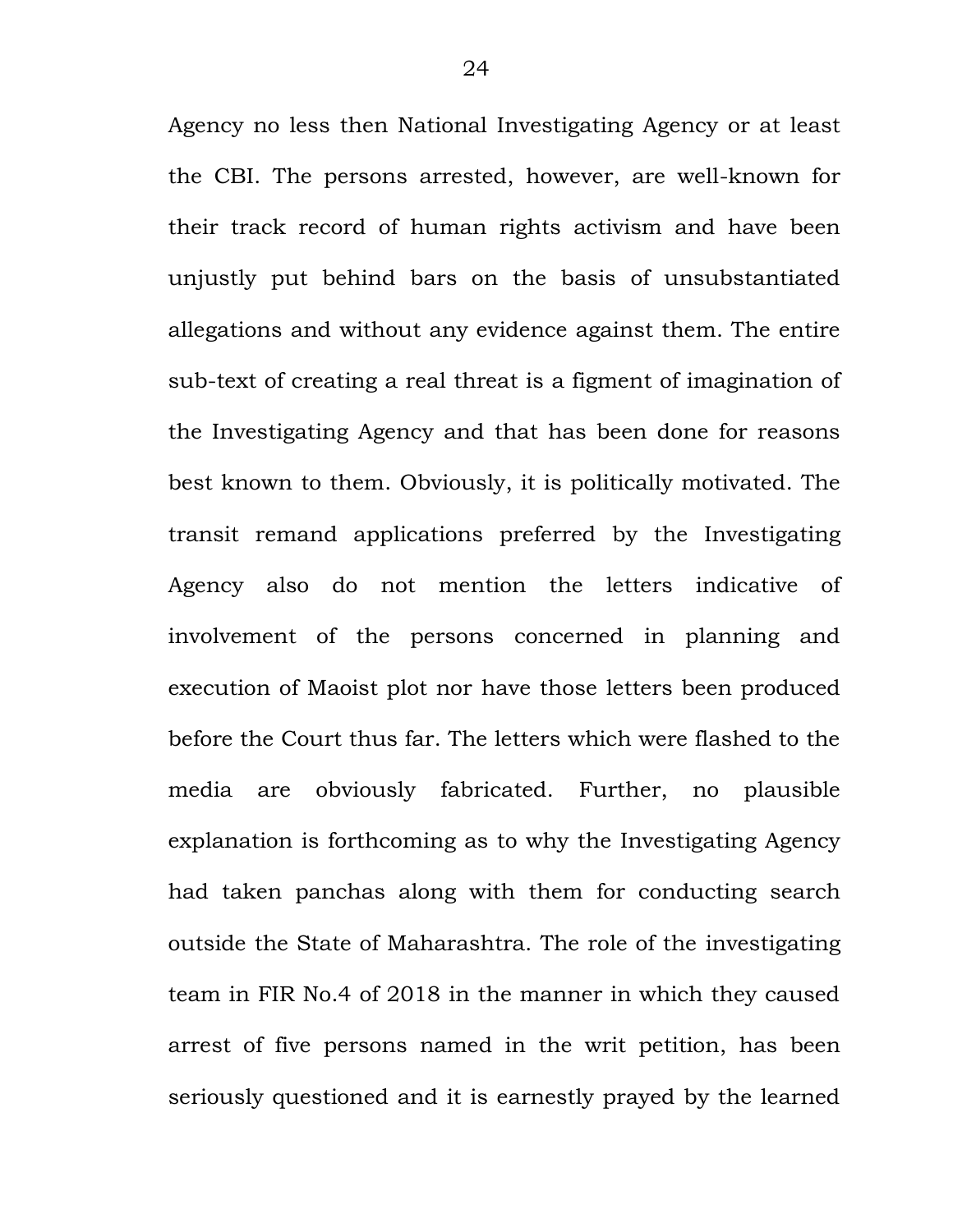Agency no less then National Investigating Agency or at least the CBI. The persons arrested, however, are well-known for their track record of human rights activism and have been unjustly put behind bars on the basis of unsubstantiated allegations and without any evidence against them. The entire sub-text of creating a real threat is a figment of imagination of the Investigating Agency and that has been done for reasons best known to them. Obviously, it is politically motivated. The transit remand applications preferred by the Investigating Agency also do not mention the letters indicative of involvement of the persons concerned in planning and execution of Maoist plot nor have those letters been produced before the Court thus far. The letters which were flashed to the media are obviously fabricated. Further, no plausible explanation is forthcoming as to why the Investigating Agency had taken panchas along with them for conducting search outside the State of Maharashtra. The role of the investigating team in FIR No.4 of 2018 in the manner in which they caused arrest of five persons named in the writ petition, has been seriously questioned and it is earnestly prayed by the learned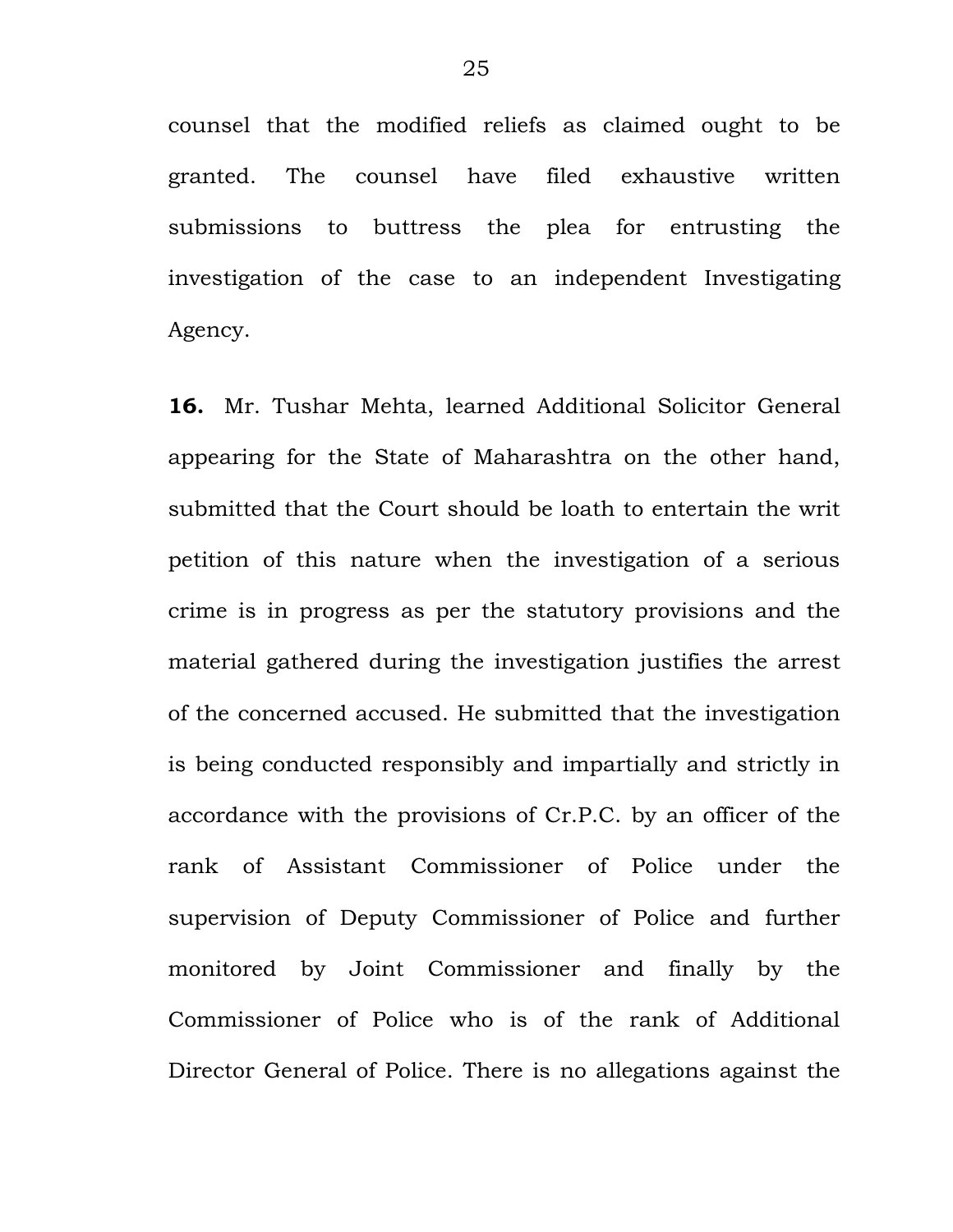counsel that the modified reliefs as claimed ought to be granted. The counsel have filed exhaustive written submissions to buttress the plea for entrusting the investigation of the case to an independent Investigating Agency.

**16.** Mr. Tushar Mehta, learned Additional Solicitor General appearing for the State of Maharashtra on the other hand, submitted that the Court should be loath to entertain the writ petition of this nature when the investigation of a serious crime is in progress as per the statutory provisions and the material gathered during the investigation justifies the arrest of the concerned accused. He submitted that the investigation is being conducted responsibly and impartially and strictly in accordance with the provisions of Cr.P.C. by an officer of the rank of Assistant Commissioner of Police under the supervision of Deputy Commissioner of Police and further monitored by Joint Commissioner and finally by the Commissioner of Police who is of the rank of Additional Director General of Police. There is no allegations against the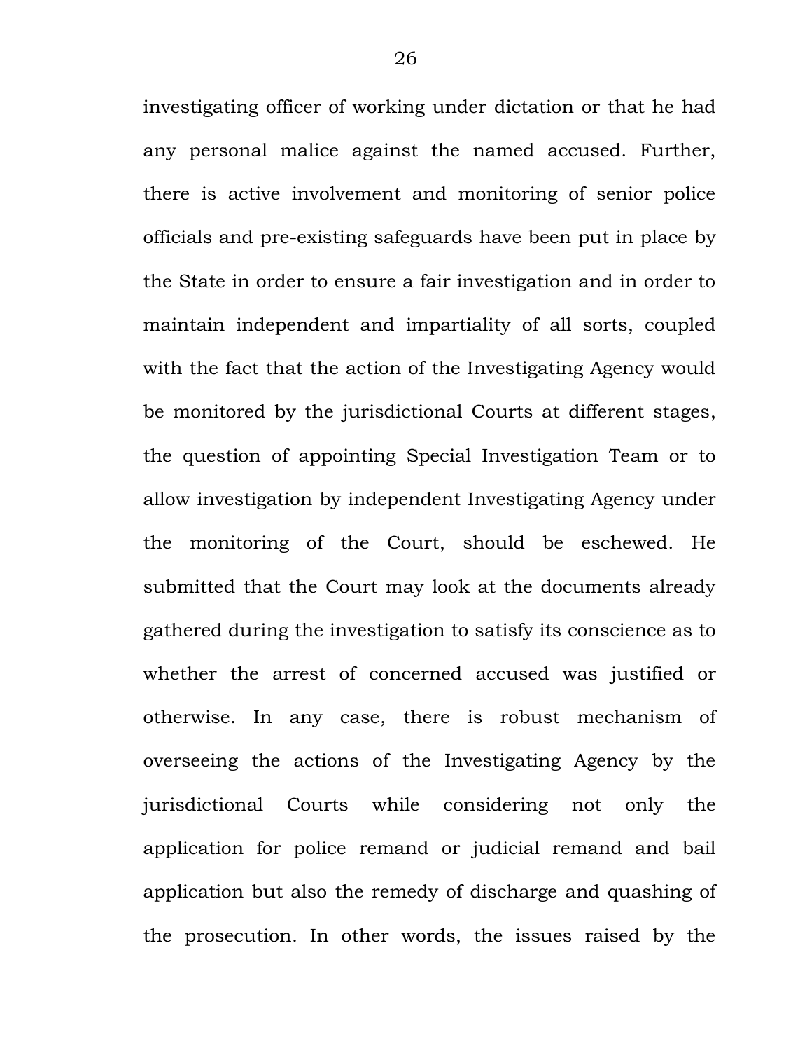investigating officer of working under dictation or that he had any personal malice against the named accused. Further, there is active involvement and monitoring of senior police officials and pre-existing safeguards have been put in place by the State in order to ensure a fair investigation and in order to maintain independent and impartiality of all sorts, coupled with the fact that the action of the Investigating Agency would be monitored by the jurisdictional Courts at different stages, the question of appointing Special Investigation Team or to allow investigation by independent Investigating Agency under the monitoring of the Court, should be eschewed. He submitted that the Court may look at the documents already gathered during the investigation to satisfy its conscience as to whether the arrest of concerned accused was justified or otherwise. In any case, there is robust mechanism of overseeing the actions of the Investigating Agency by the jurisdictional Courts while considering not only the application for police remand or judicial remand and bail application but also the remedy of discharge and quashing of the prosecution. In other words, the issues raised by the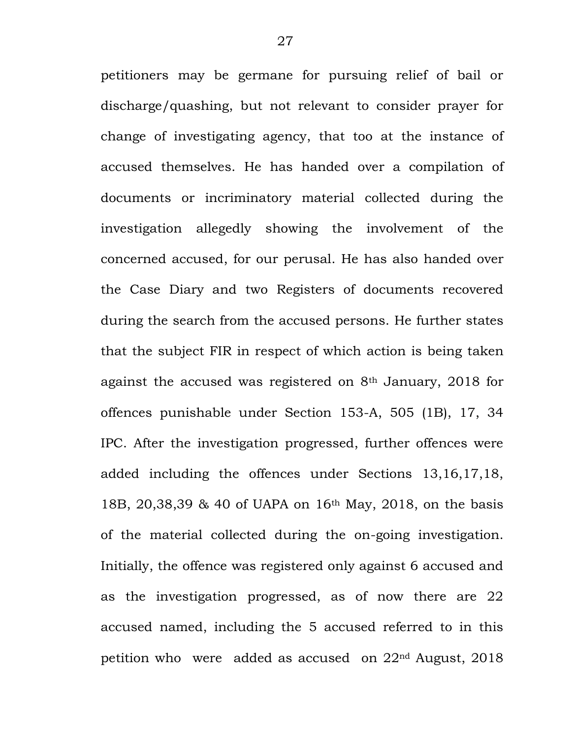petitioners may be germane for pursuing relief of bail or discharge/quashing, but not relevant to consider prayer for change of investigating agency, that too at the instance of accused themselves. He has handed over a compilation of documents or incriminatory material collected during the investigation allegedly showing the involvement of the concerned accused, for our perusal. He has also handed over the Case Diary and two Registers of documents recovered during the search from the accused persons. He further states that the subject FIR in respect of which action is being taken against the accused was registered on 8th January, 2018 for offences punishable under Section 153-A, 505 (1B), 17, 34 IPC. After the investigation progressed, further offences were added including the offences under Sections 13,16,17,18, 18B, 20,38,39 & 40 of UAPA on 16th May, 2018, on the basis of the material collected during the on-going investigation. Initially, the offence was registered only against 6 accused and as the investigation progressed, as of now there are 22 accused named, including the 5 accused referred to in this petition who were added as accused on 22nd August, 2018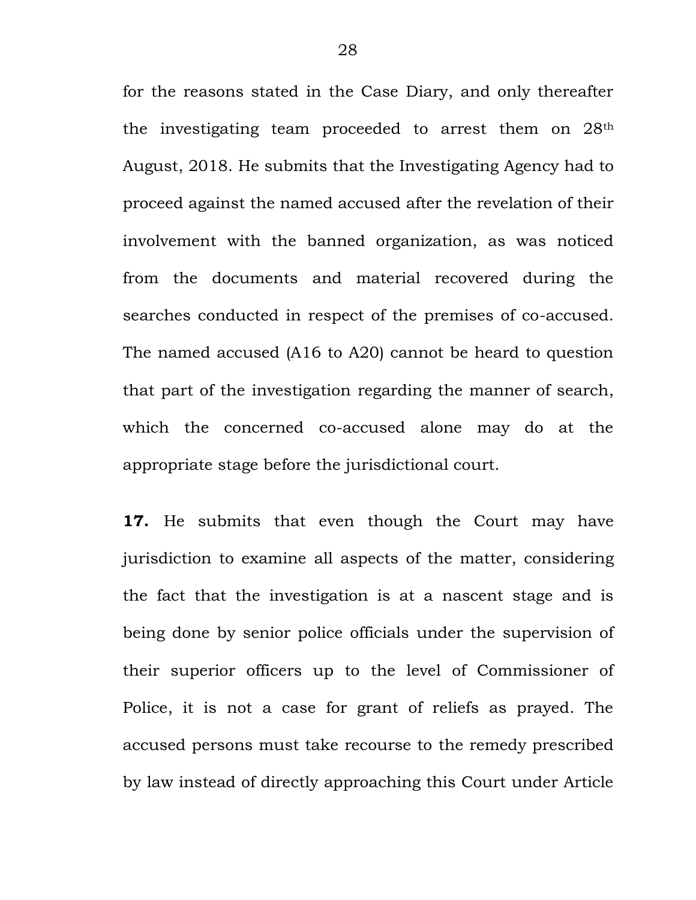for the reasons stated in the Case Diary, and only thereafter the investigating team proceeded to arrest them on 28th August, 2018. He submits that the Investigating Agency had to proceed against the named accused after the revelation of their involvement with the banned organization, as was noticed from the documents and material recovered during the searches conducted in respect of the premises of co-accused. The named accused (A16 to A20) cannot be heard to question that part of the investigation regarding the manner of search, which the concerned co-accused alone may do at the appropriate stage before the jurisdictional court.

**17.** He submits that even though the Court may have jurisdiction to examine all aspects of the matter, considering the fact that the investigation is at a nascent stage and is being done by senior police officials under the supervision of their superior officers up to the level of Commissioner of Police, it is not a case for grant of reliefs as prayed. The accused persons must take recourse to the remedy prescribed by law instead of directly approaching this Court under Article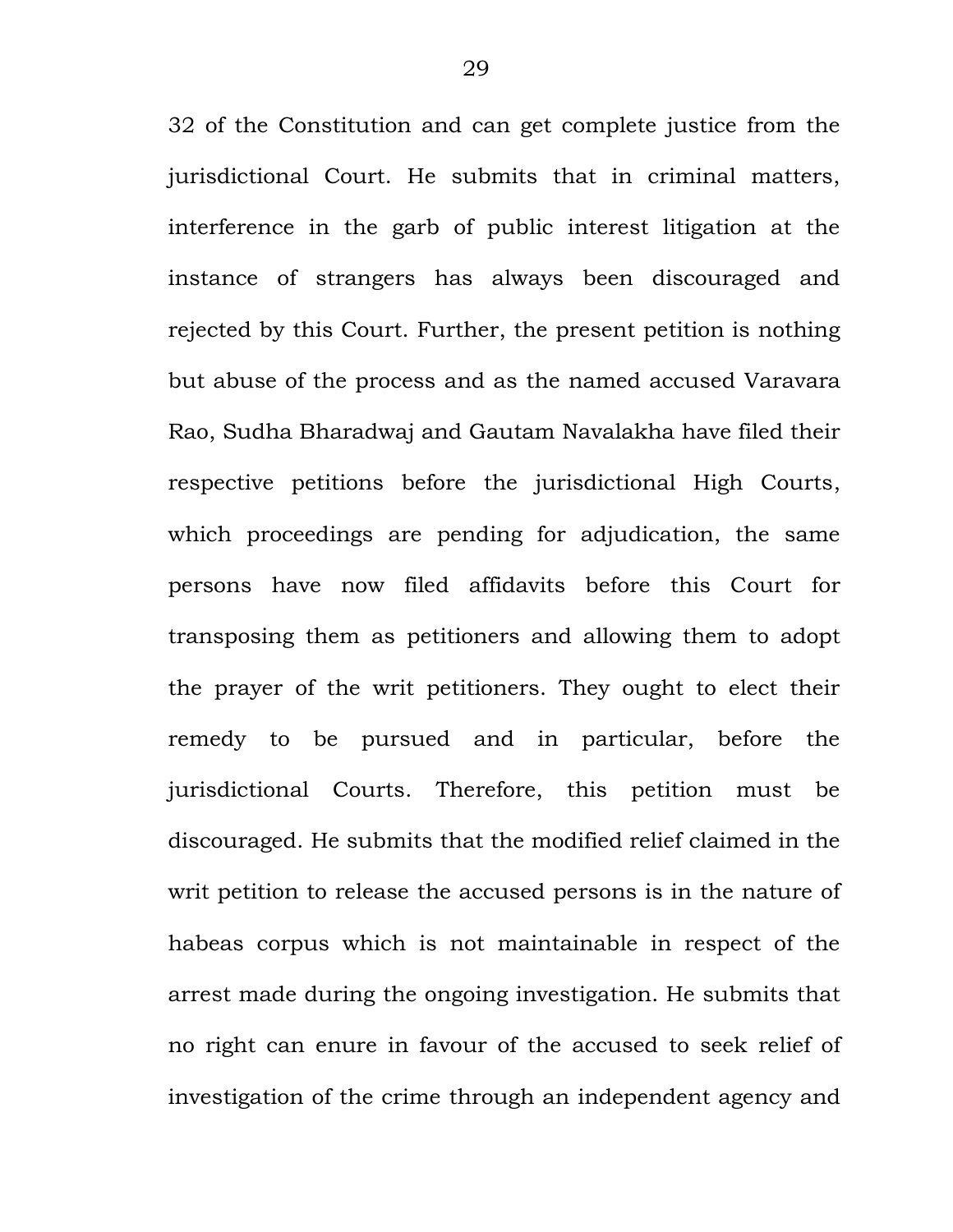32 of the Constitution and can get complete justice from the jurisdictional Court. He submits that in criminal matters, interference in the garb of public interest litigation at the instance of strangers has always been discouraged and rejected by this Court. Further, the present petition is nothing but abuse of the process and as the named accused Varavara Rao, Sudha Bharadwaj and Gautam Navalakha have filed their respective petitions before the jurisdictional High Courts, which proceedings are pending for adjudication, the same persons have now filed affidavits before this Court for transposing them as petitioners and allowing them to adopt the prayer of the writ petitioners. They ought to elect their remedy to be pursued and in particular, before the jurisdictional Courts. Therefore, this petition must be discouraged. He submits that the modified relief claimed in the writ petition to release the accused persons is in the nature of habeas corpus which is not maintainable in respect of the arrest made during the ongoing investigation. He submits that no right can enure in favour of the accused to seek relief of investigation of the crime through an independent agency and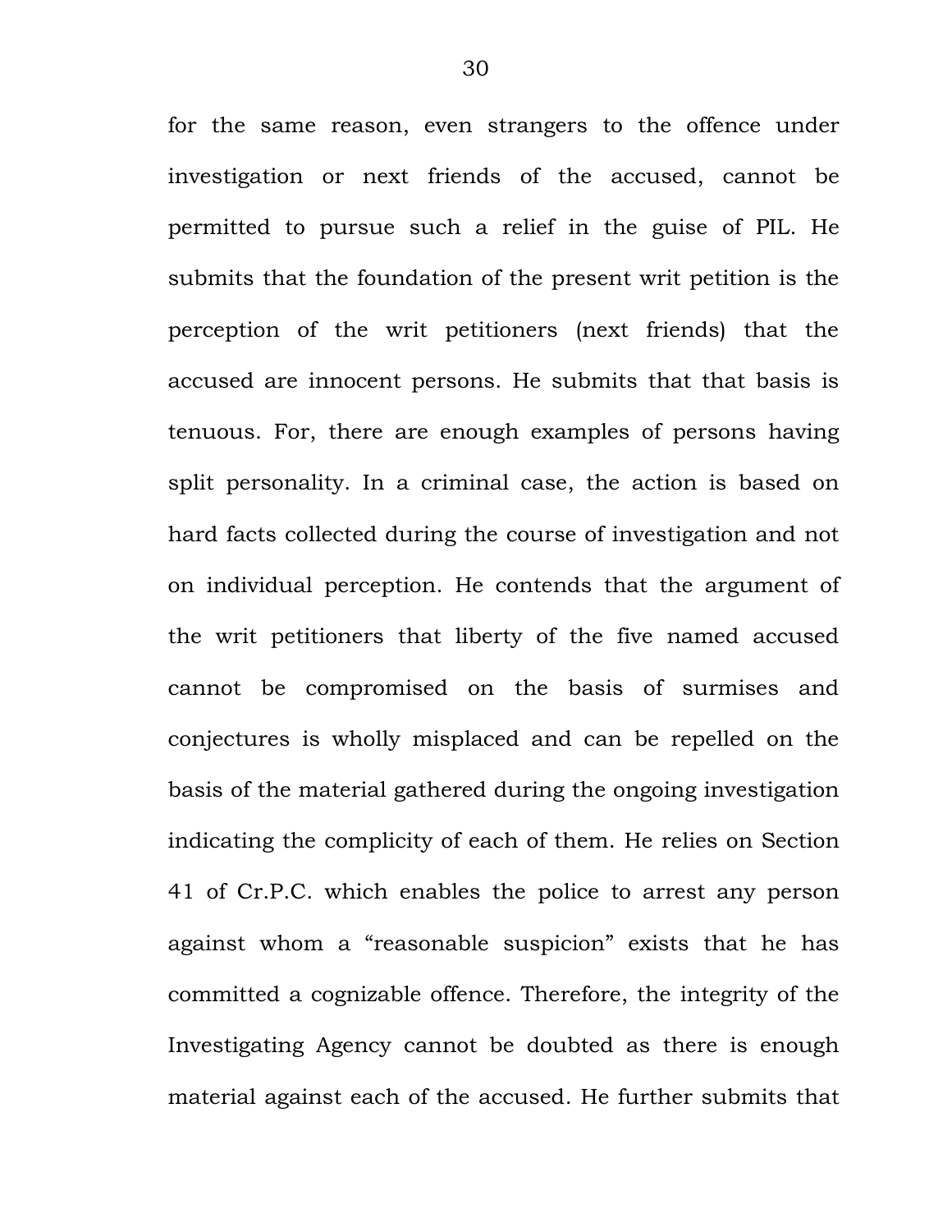for the same reason, even strangers to the offence under investigation or next friends of the accused, cannot be permitted to pursue such a relief in the guise of PIL. He submits that the foundation of the present writ petition is the perception of the writ petitioners (next friends) that the accused are innocent persons. He submits that that basis is tenuous. For, there are enough examples of persons having split personality. In a criminal case, the action is based on hard facts collected during the course of investigation and not on individual perception. He contends that the argument of the writ petitioners that liberty of the five named accused cannot be compromised on the basis of surmises and conjectures is wholly misplaced and can be repelled on the basis of the material gathered during the ongoing investigation indicating the complicity of each of them. He relies on Section 41 of Cr.P.C. which enables the police to arrest any person against whom a "reasonable suspicion" exists that he has committed a cognizable offence. Therefore, the integrity of the Investigating Agency cannot be doubted as there is enough material against each of the accused. He further submits that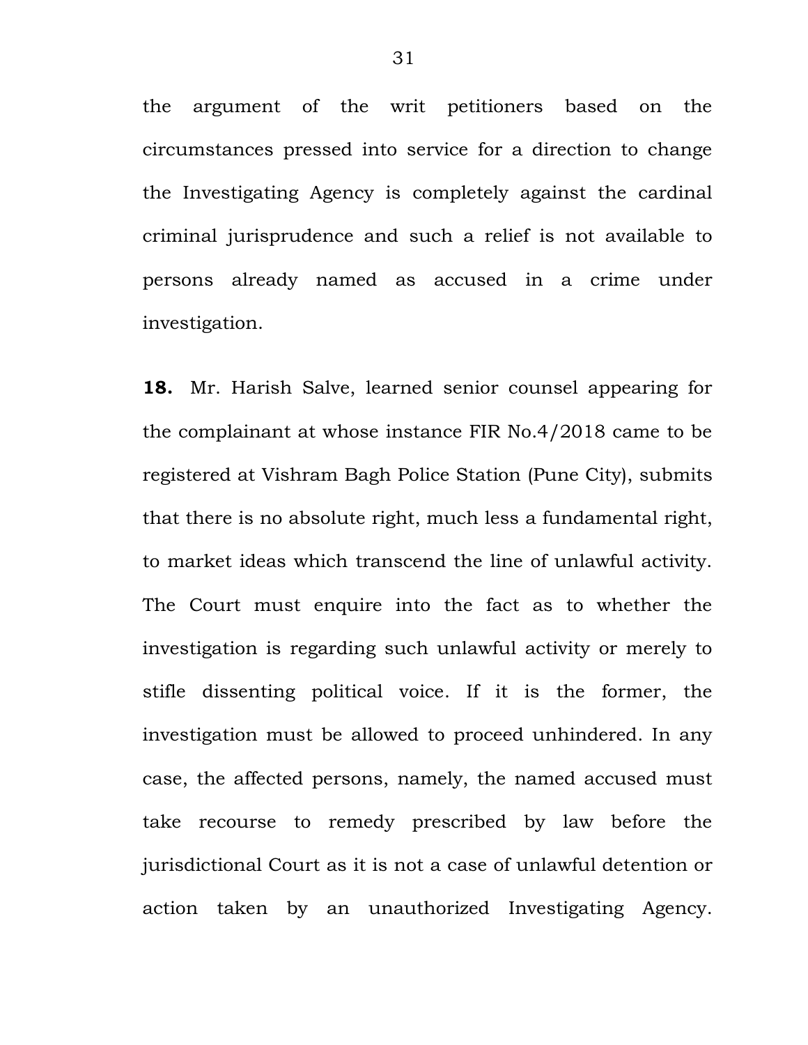the argument of the writ petitioners based on the circumstances pressed into service for a direction to change the Investigating Agency is completely against the cardinal criminal jurisprudence and such a relief is not available to persons already named as accused in a crime under investigation.

**18.** Mr. Harish Salve, learned senior counsel appearing for the complainant at whose instance FIR No.4/2018 came to be registered at Vishram Bagh Police Station (Pune City), submits that there is no absolute right, much less a fundamental right, to market ideas which transcend the line of unlawful activity. The Court must enquire into the fact as to whether the investigation is regarding such unlawful activity or merely to stifle dissenting political voice. If it is the former, the investigation must be allowed to proceed unhindered. In any case, the affected persons, namely, the named accused must take recourse to remedy prescribed by law before the jurisdictional Court as it is not a case of unlawful detention or action taken by an unauthorized Investigating Agency.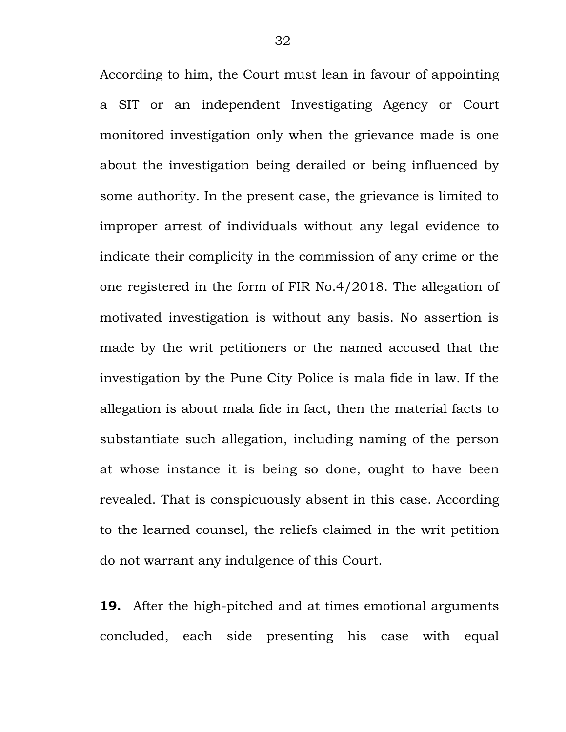According to him, the Court must lean in favour of appointing a SIT or an independent Investigating Agency or Court monitored investigation only when the grievance made is one about the investigation being derailed or being influenced by some authority. In the present case, the grievance is limited to improper arrest of individuals without any legal evidence to indicate their complicity in the commission of any crime or the one registered in the form of FIR No.4/2018. The allegation of motivated investigation is without any basis. No assertion is made by the writ petitioners or the named accused that the investigation by the Pune City Police is mala fide in law. If the allegation is about mala fide in fact, then the material facts to substantiate such allegation, including naming of the person at whose instance it is being so done, ought to have been revealed. That is conspicuously absent in this case. According to the learned counsel, the reliefs claimed in the writ petition do not warrant any indulgence of this Court.

**19.** After the high-pitched and at times emotional arguments concluded, each side presenting his case with equal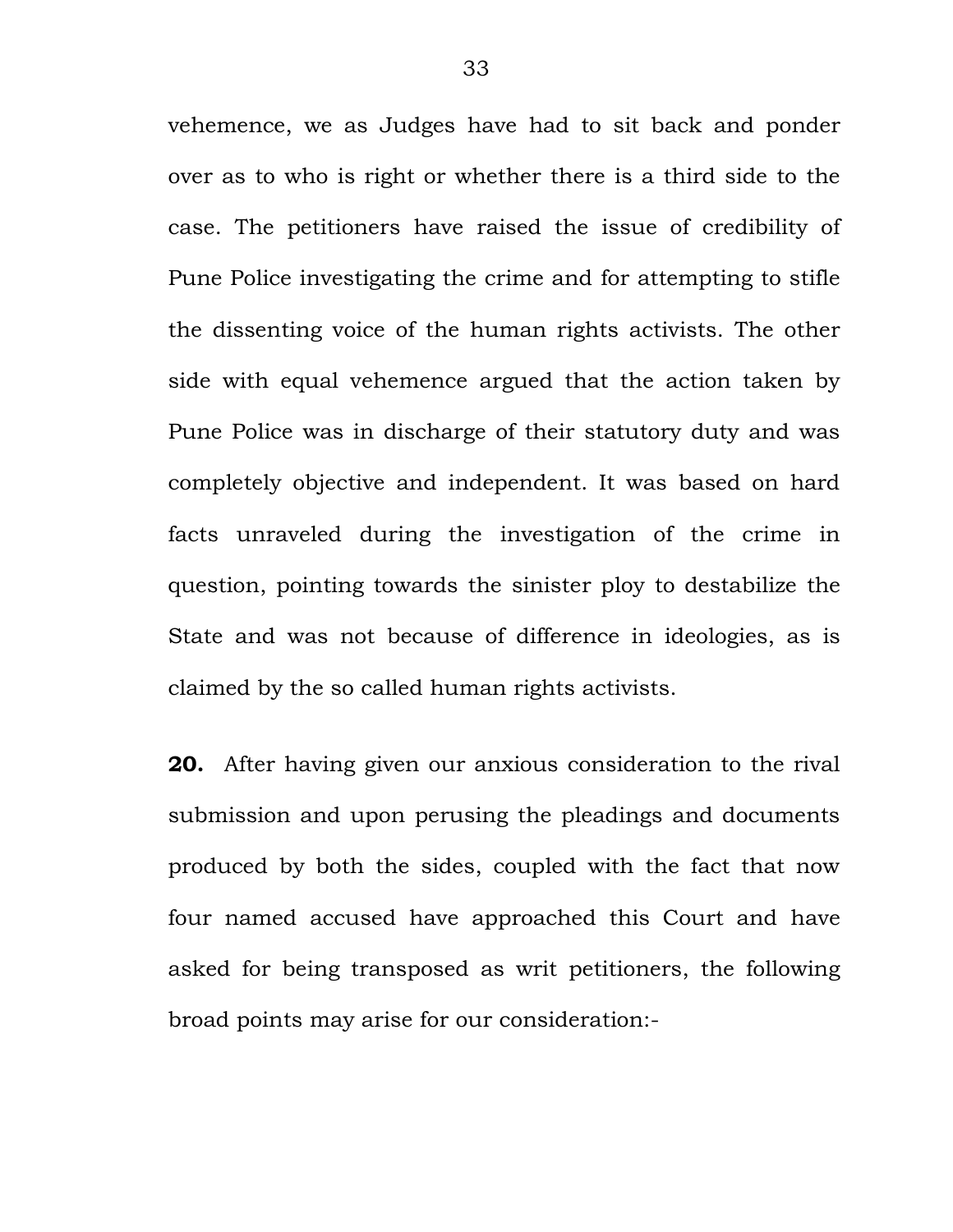vehemence, we as Judges have had to sit back and ponder over as to who is right or whether there is a third side to the case. The petitioners have raised the issue of credibility of Pune Police investigating the crime and for attempting to stifle the dissenting voice of the human rights activists. The other side with equal vehemence argued that the action taken by Pune Police was in discharge of their statutory duty and was completely objective and independent. It was based on hard facts unraveled during the investigation of the crime in question, pointing towards the sinister ploy to destabilize the State and was not because of difference in ideologies, as is claimed by the so called human rights activists.

**20.** After having given our anxious consideration to the rival submission and upon perusing the pleadings and documents produced by both the sides, coupled with the fact that now four named accused have approached this Court and have asked for being transposed as writ petitioners, the following broad points may arise for our consideration:-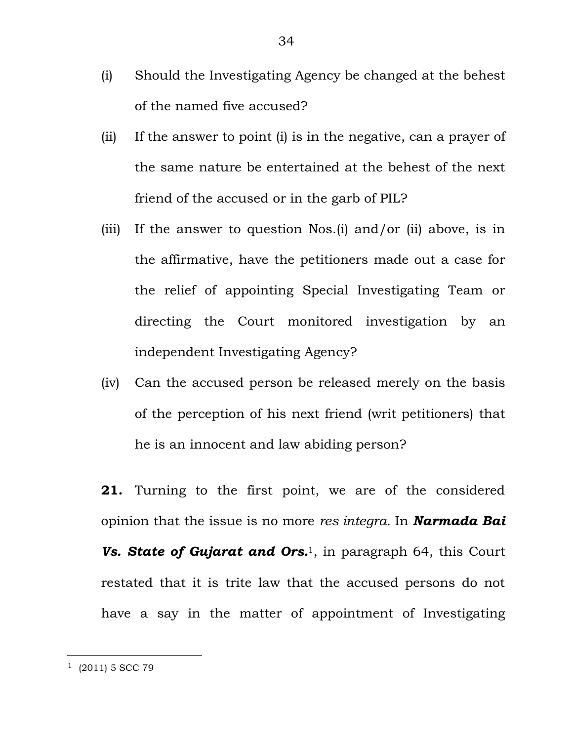(i) Should the Investigating Agency be changed at the behest of the named five accused?

(ii) If the answer to point (i) is in the negative, can a prayer of the same nature be entertained at the behest of the next friend of the accused or in the garb of PIL?

(iii) If the answer to question Nos.(i) and/or (ii) above, is in the affirmative, have the petitioners made out a case for the relief of appointing Special Investigating Team or directing the Court monitored investigation by an independent Investigating Agency?

(iv) Can the accused person be released merely on the basis of the perception of his next friend (writ petitioners) that he is an innocent and law abiding person?

**21.** Turning to the first point, we are of the considered opinion that the issue is no more *res integra.* In ***Narmada Bai Vs. State of Gujarat and Ors.***[1], in paragraph 64, this Court restated that it is trite law that the accused persons do not have a say in the matter of appointment of Investigating

---

[1] (2011) 5 SCC 79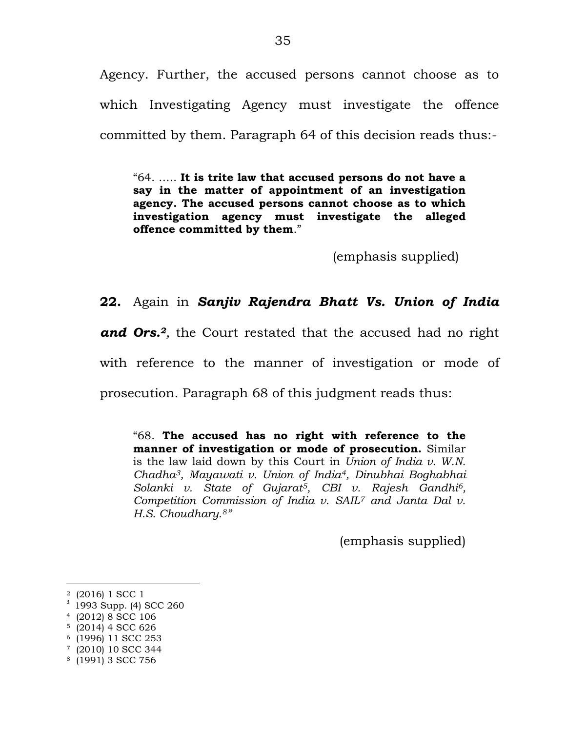Agency. Further, the accused persons cannot choose as to which Investigating Agency must investigate the offence committed by them. Paragraph 64 of this decision reads thus:-

> "64. ..... **It is trite law that accused persons do not have a say in the matter of appointment of an investigation agency. The accused persons cannot choose as to which investigation agency must investigate the alleged offence committed by them**."
>
> (emphasis supplied)

**22.** Again in ***Sanjiv Rajendra Bhatt Vs. Union of India and Ors.***[2], the Court restated that the accused had no right with reference to the manner of investigation or mode of prosecution. Paragraph 68 of this judgment reads thus:

> "68. **The accused has no right with reference to the manner of investigation or mode of prosecution.** Similar is the law laid down by this Court in *Union of India v. W.N. Chadha*[3], *Mayawati v. Union of India*[4], *Dinubhai Boghabhai Solanki v. State of Gujarat*[5], *CBI v. Rajesh Gandhi*[6], *Competition Commission of India v. SAIL*[7] *and Janta Dal v. H.S. Choudhary.*[8]"
>
> (emphasis supplied)

---

[2] (2016) 1 SCC 1
[3] 1993 Supp. (4) SCC 260
[4] (2012) 8 SCC 106
[5] (2014) 4 SCC 626
[6] (1996) 11 SCC 253
[7] (2010) 10 SCC 344
[8] (1991) 3 SCC 756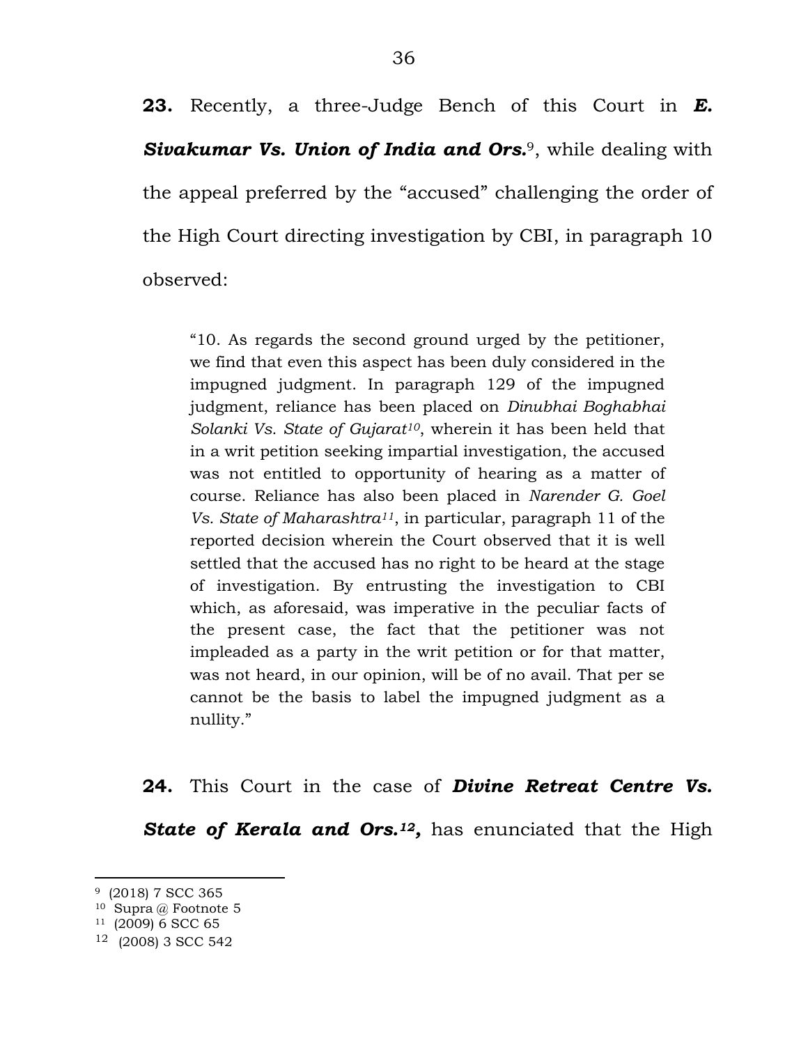**23.** Recently, a three-Judge Bench of this Court in ***E. Sivakumar Vs. Union of India and Ors.***[9], while dealing with the appeal preferred by the "accused" challenging the order of the High Court directing investigation by CBI, in paragraph 10 observed:

> "10. As regards the second ground urged by the petitioner, we find that even this aspect has been duly considered in the impugned judgment. In paragraph 129 of the impugned judgment, reliance has been placed on *Dinubhai Boghabhai Solanki Vs. State of Gujarat*[10], wherein it has been held that in a writ petition seeking impartial investigation, the accused was not entitled to opportunity of hearing as a matter of course. Reliance has also been placed in *Narender G. Goel Vs. State of Maharashtra*[11], in particular, paragraph 11 of the reported decision wherein the Court observed that it is well settled that the accused has no right to be heard at the stage of investigation. By entrusting the investigation to CBI which, as aforesaid, was imperative in the peculiar facts of the present case, the fact that the petitioner was not impleaded as a party in the writ petition or for that matter, was not heard, in our opinion, will be of no avail. That per se cannot be the basis to label the impugned judgment as a nullity."

**24.** This Court in the case of ***Divine Retreat Centre Vs. State of Kerala and Ors.***[12]**,** has enunciated that the High

---

[9] (2018) 7 SCC 365
[10] Supra @ Footnote 5
[11] (2009) 6 SCC 65
[12] (2008) 3 SCC 542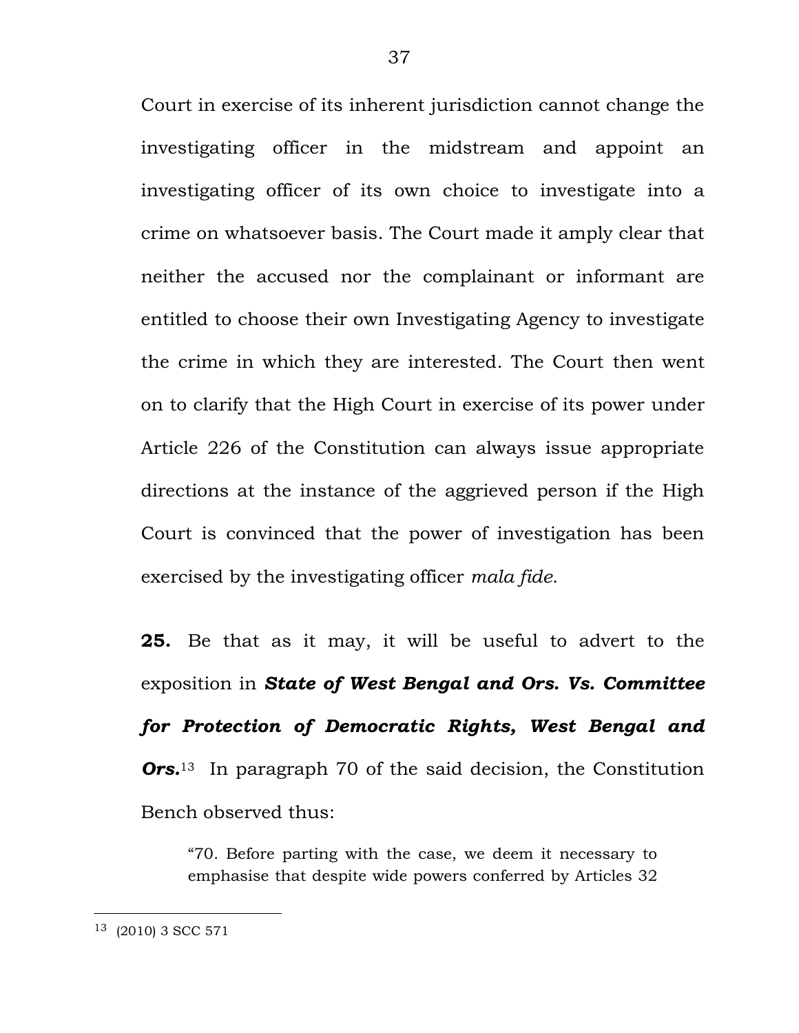Court in exercise of its inherent jurisdiction cannot change the investigating officer in the midstream and appoint an investigating officer of its own choice to investigate into a crime on whatsoever basis. The Court made it amply clear that neither the accused nor the complainant or informant are entitled to choose their own Investigating Agency to investigate the crime in which they are interested. The Court then went on to clarify that the High Court in exercise of its power under Article 226 of the Constitution can always issue appropriate directions at the instance of the aggrieved person if the High Court is convinced that the power of investigation has been exercised by the investigating officer *mala fide*.

**25.** Be that as it may, it will be useful to advert to the exposition in ***State of West Bengal and Ors. Vs. Committee for Protection of Democratic Rights, West Bengal and Ors.***[13] In paragraph 70 of the said decision, the Constitution Bench observed thus:

> "70. Before parting with the case, we deem it necessary to emphasise that despite wide powers conferred by Articles 32

---

[13] (2010) 3 SCC 571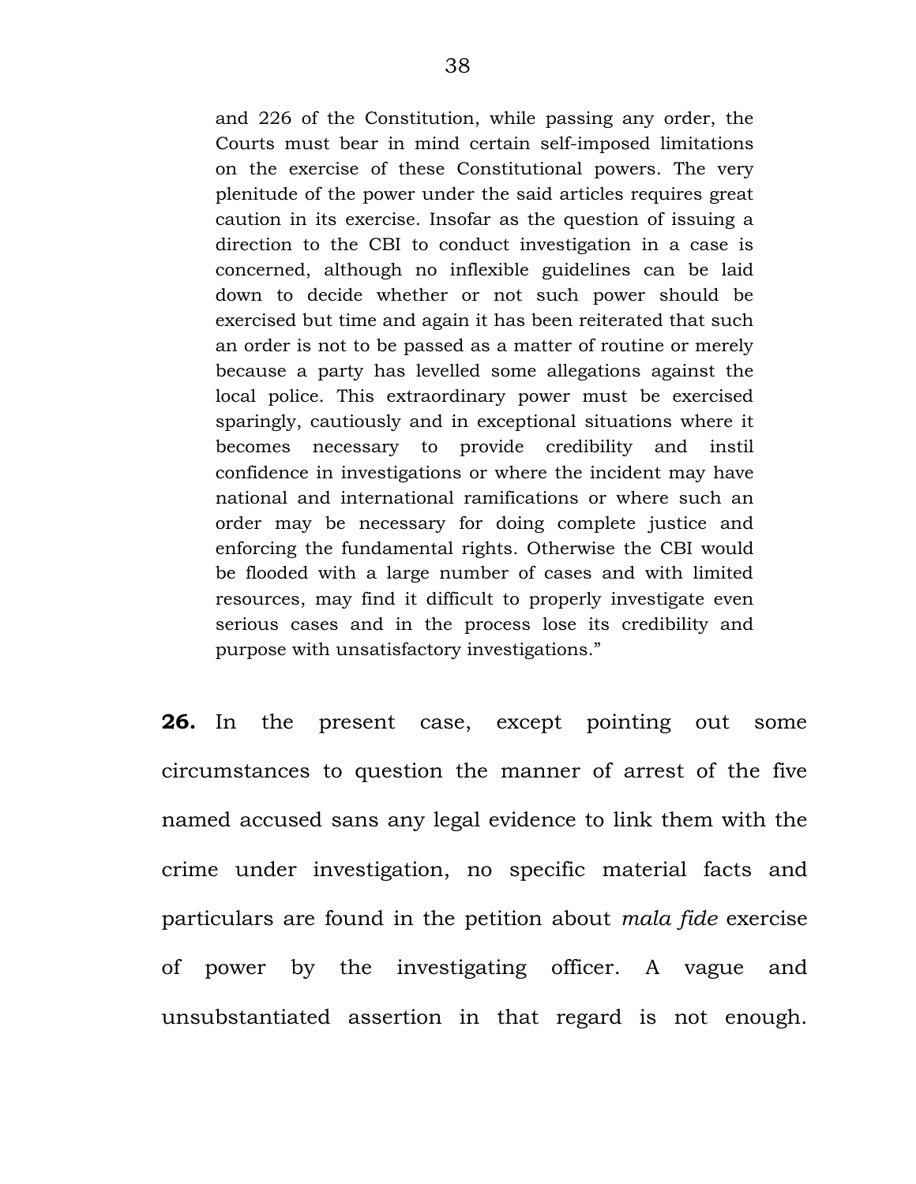> and 226 of the Constitution, while passing any order, the Courts must bear in mind certain self-imposed limitations on the exercise of these Constitutional powers. The very plenitude of the power under the said articles requires great caution in its exercise. Insofar as the question of issuing a direction to the CBI to conduct investigation in a case is concerned, although no inflexible guidelines can be laid down to decide whether or not such power should be exercised but time and again it has been reiterated that such an order is not to be passed as a matter of routine or merely because a party has levelled some allegations against the local police. This extraordinary power must be exercised sparingly, cautiously and in exceptional situations where it becomes necessary to provide credibility and instil confidence in investigations or where the incident may have national and international ramifications or where such an order may be necessary for doing complete justice and enforcing the fundamental rights. Otherwise the CBI would be flooded with a large number of cases and with limited resources, may find it difficult to properly investigate even serious cases and in the process lose its credibility and purpose with unsatisfactory investigations."

**26.** In the present case, except pointing out some circumstances to question the manner of arrest of the five named accused sans any legal evidence to link them with the crime under investigation, no specific material facts and particulars are found in the petition about *mala fide* exercise of power by the investigating officer. A vague and unsubstantiated assertion in that regard is not enough.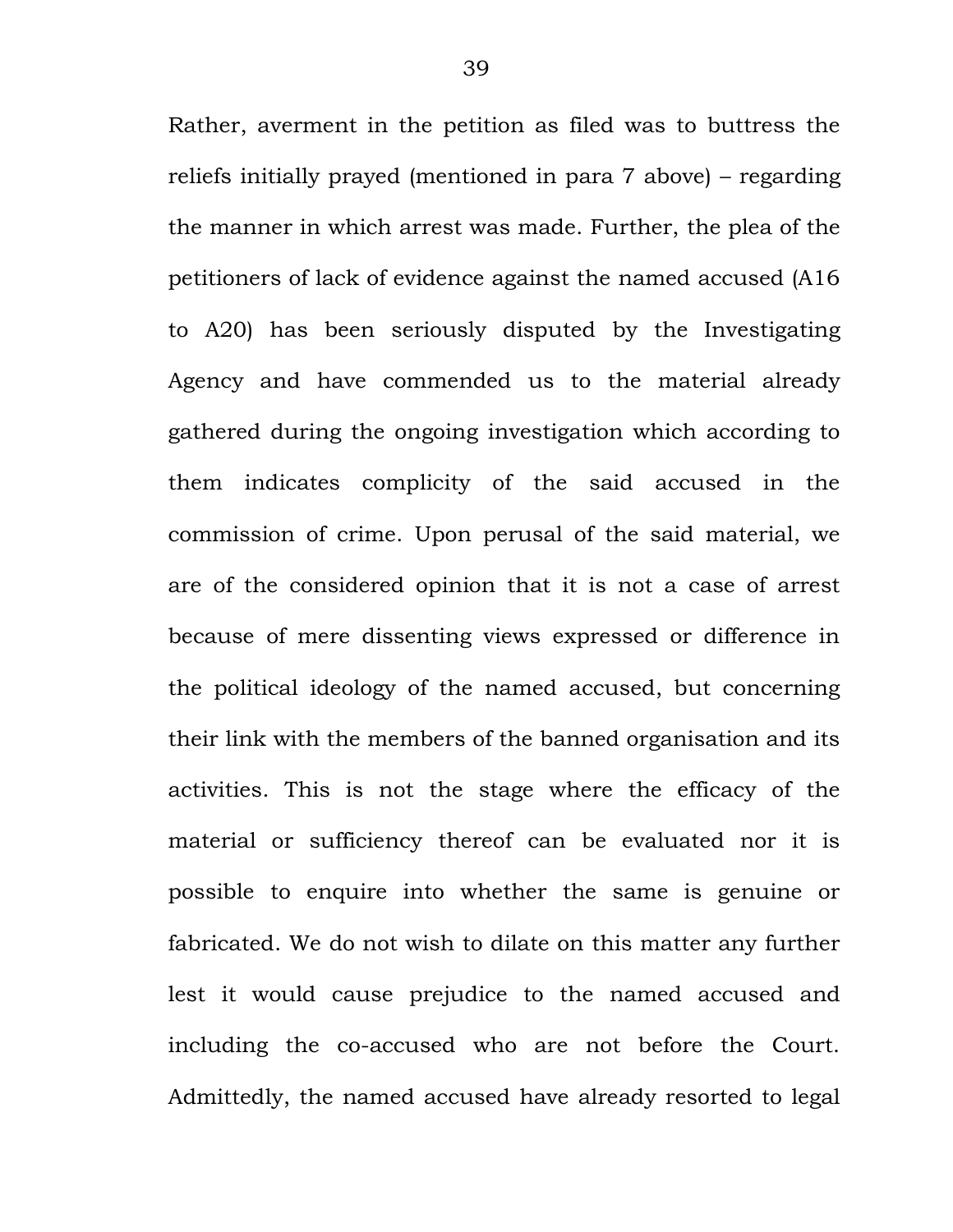Rather, averment in the petition as filed was to buttress the reliefs initially prayed (mentioned in para 7 above) – regarding the manner in which arrest was made. Further, the plea of the petitioners of lack of evidence against the named accused (A16 to A20) has been seriously disputed by the Investigating Agency and have commended us to the material already gathered during the ongoing investigation which according to them indicates complicity of the said accused in the commission of crime. Upon perusal of the said material, we are of the considered opinion that it is not a case of arrest because of mere dissenting views expressed or difference in the political ideology of the named accused, but concerning their link with the members of the banned organisation and its activities. This is not the stage where the efficacy of the material or sufficiency thereof can be evaluated nor it is possible to enquire into whether the same is genuine or fabricated. We do not wish to dilate on this matter any further lest it would cause prejudice to the named accused and including the co-accused who are not before the Court. Admittedly, the named accused have already resorted to legal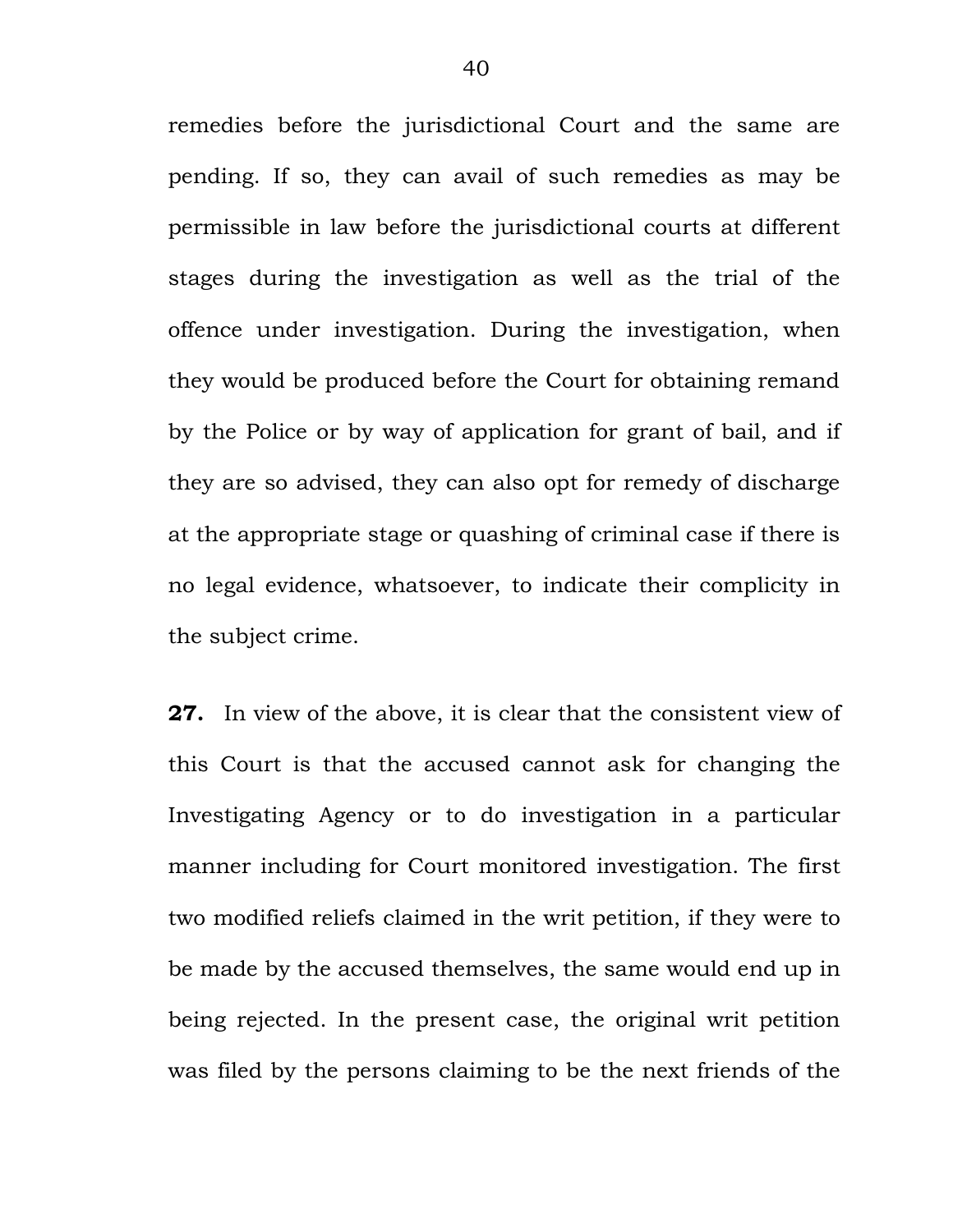remedies before the jurisdictional Court and the same are pending. If so, they can avail of such remedies as may be permissible in law before the jurisdictional courts at different stages during the investigation as well as the trial of the offence under investigation. During the investigation, when they would be produced before the Court for obtaining remand by the Police or by way of application for grant of bail, and if they are so advised, they can also opt for remedy of discharge at the appropriate stage or quashing of criminal case if there is no legal evidence, whatsoever, to indicate their complicity in the subject crime.

**27.** In view of the above, it is clear that the consistent view of this Court is that the accused cannot ask for changing the Investigating Agency or to do investigation in a particular manner including for Court monitored investigation. The first two modified reliefs claimed in the writ petition, if they were to be made by the accused themselves, the same would end up in being rejected. In the present case, the original writ petition was filed by the persons claiming to be the next friends of the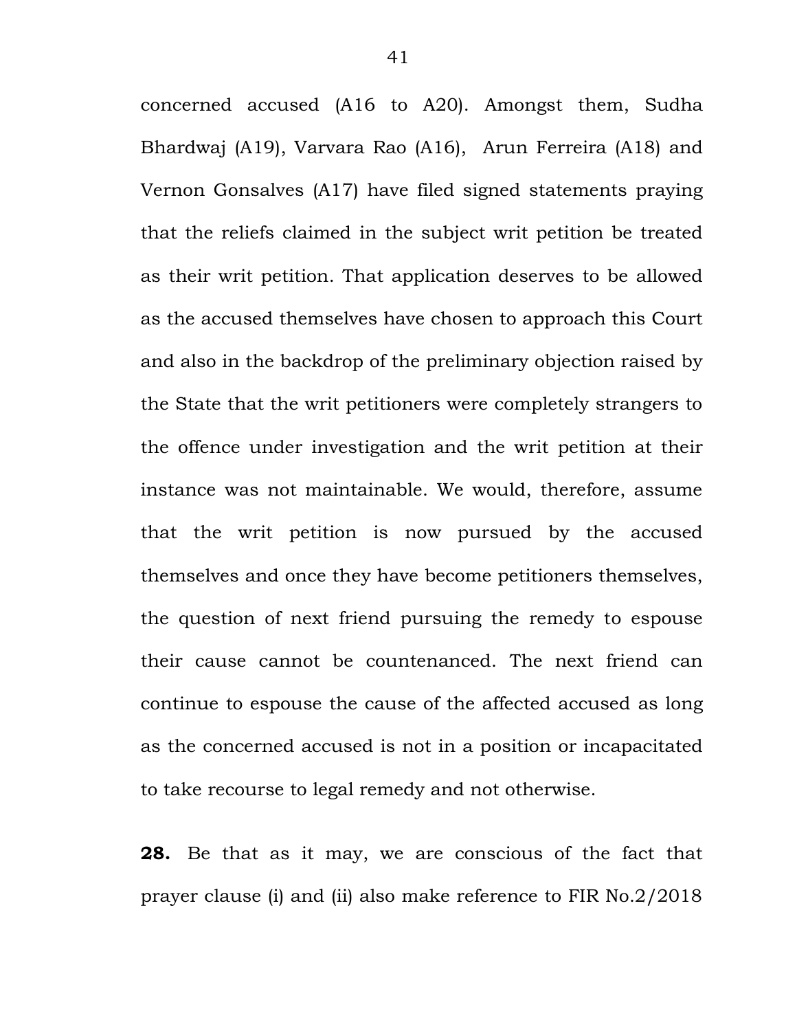concerned accused (A16 to A20). Amongst them, Sudha Bhardwaj (A19), Varvara Rao (A16), Arun Ferreira (A18) and Vernon Gonsalves (A17) have filed signed statements praying that the reliefs claimed in the subject writ petition be treated as their writ petition. That application deserves to be allowed as the accused themselves have chosen to approach this Court and also in the backdrop of the preliminary objection raised by the State that the writ petitioners were completely strangers to the offence under investigation and the writ petition at their instance was not maintainable. We would, therefore, assume that the writ petition is now pursued by the accused themselves and once they have become petitioners themselves, the question of next friend pursuing the remedy to espouse their cause cannot be countenanced. The next friend can continue to espouse the cause of the affected accused as long as the concerned accused is not in a position or incapacitated to take recourse to legal remedy and not otherwise.

**28.** Be that as it may, we are conscious of the fact that prayer clause (i) and (ii) also make reference to FIR No.2/2018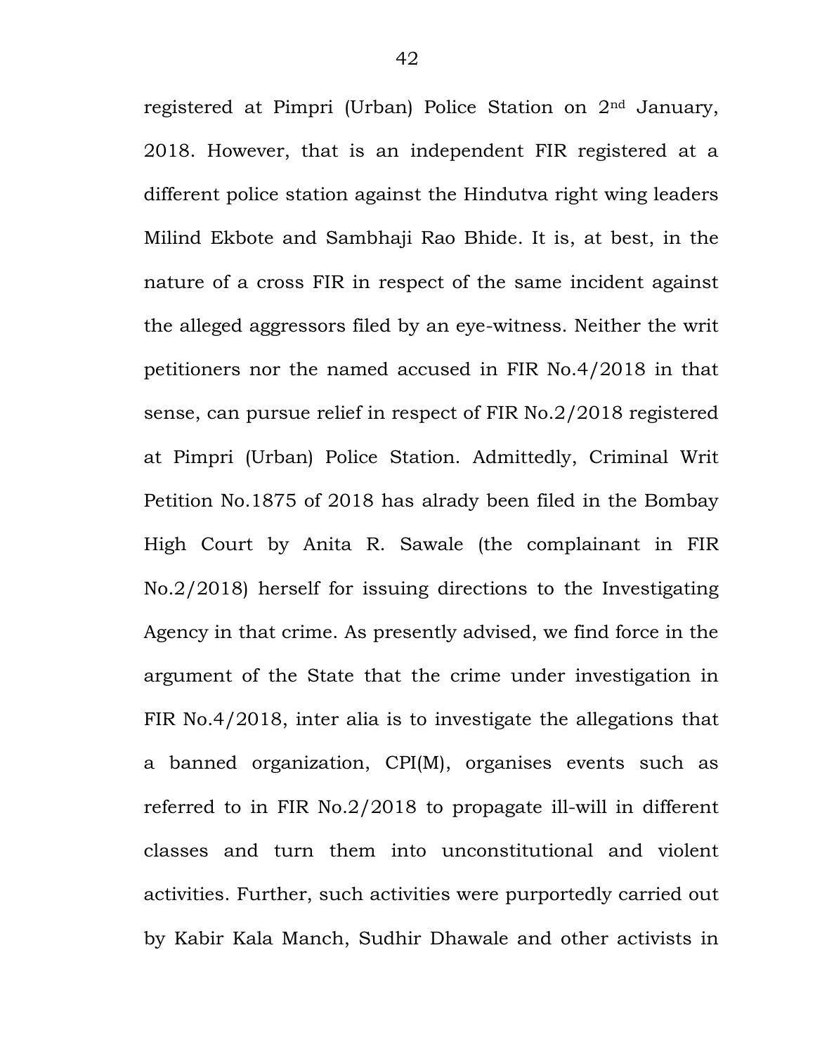registered at Pimpri (Urban) Police Station on 2nd January, 2018. However, that is an independent FIR registered at a different police station against the Hindutva right wing leaders Milind Ekbote and Sambhaji Rao Bhide. It is, at best, in the nature of a cross FIR in respect of the same incident against the alleged aggressors filed by an eye-witness. Neither the writ petitioners nor the named accused in FIR No.4/2018 in that sense, can pursue relief in respect of FIR No.2/2018 registered at Pimpri (Urban) Police Station. Admittedly, Criminal Writ Petition No.1875 of 2018 has alrady been filed in the Bombay High Court by Anita R. Sawale (the complainant in FIR No.2/2018) herself for issuing directions to the Investigating Agency in that crime. As presently advised, we find force in the argument of the State that the crime under investigation in FIR No.4/2018, inter alia is to investigate the allegations that a banned organization, CPI(M), organises events such as referred to in FIR No.2/2018 to propagate ill-will in different classes and turn them into unconstitutional and violent activities. Further, such activities were purportedly carried out by Kabir Kala Manch, Sudhir Dhawale and other activists in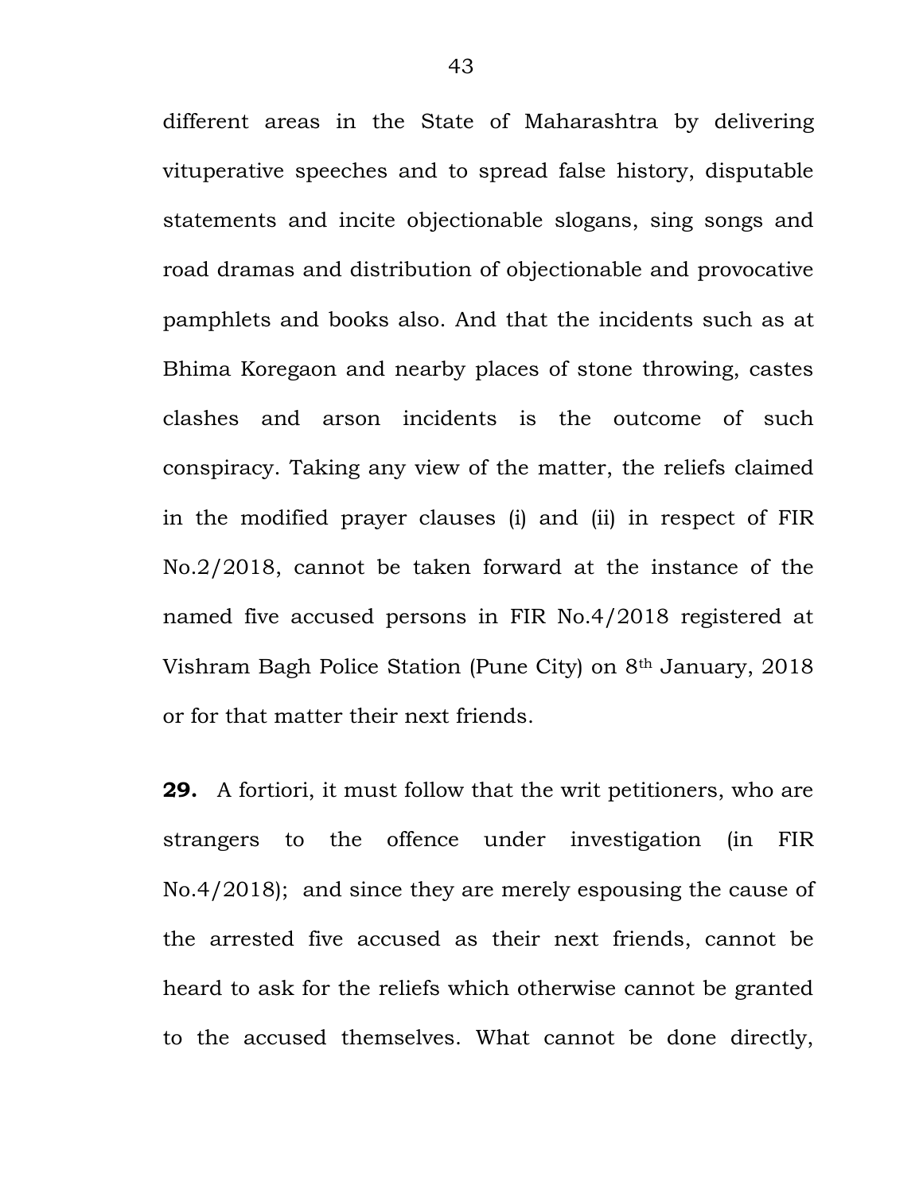different areas in the State of Maharashtra by delivering vituperative speeches and to spread false history, disputable statements and incite objectionable slogans, sing songs and road dramas and distribution of objectionable and provocative pamphlets and books also. And that the incidents such as at Bhima Koregaon and nearby places of stone throwing, castes clashes and arson incidents is the outcome of such conspiracy. Taking any view of the matter, the reliefs claimed in the modified prayer clauses (i) and (ii) in respect of FIR No.2/2018, cannot be taken forward at the instance of the named five accused persons in FIR No.4/2018 registered at Vishram Bagh Police Station (Pune City) on 8th January, 2018 or for that matter their next friends.

**29.** A fortiori, it must follow that the writ petitioners, who are strangers to the offence under investigation (in FIR No.4/2018); and since they are merely espousing the cause of the arrested five accused as their next friends, cannot be heard to ask for the reliefs which otherwise cannot be granted to the accused themselves. What cannot be done directly,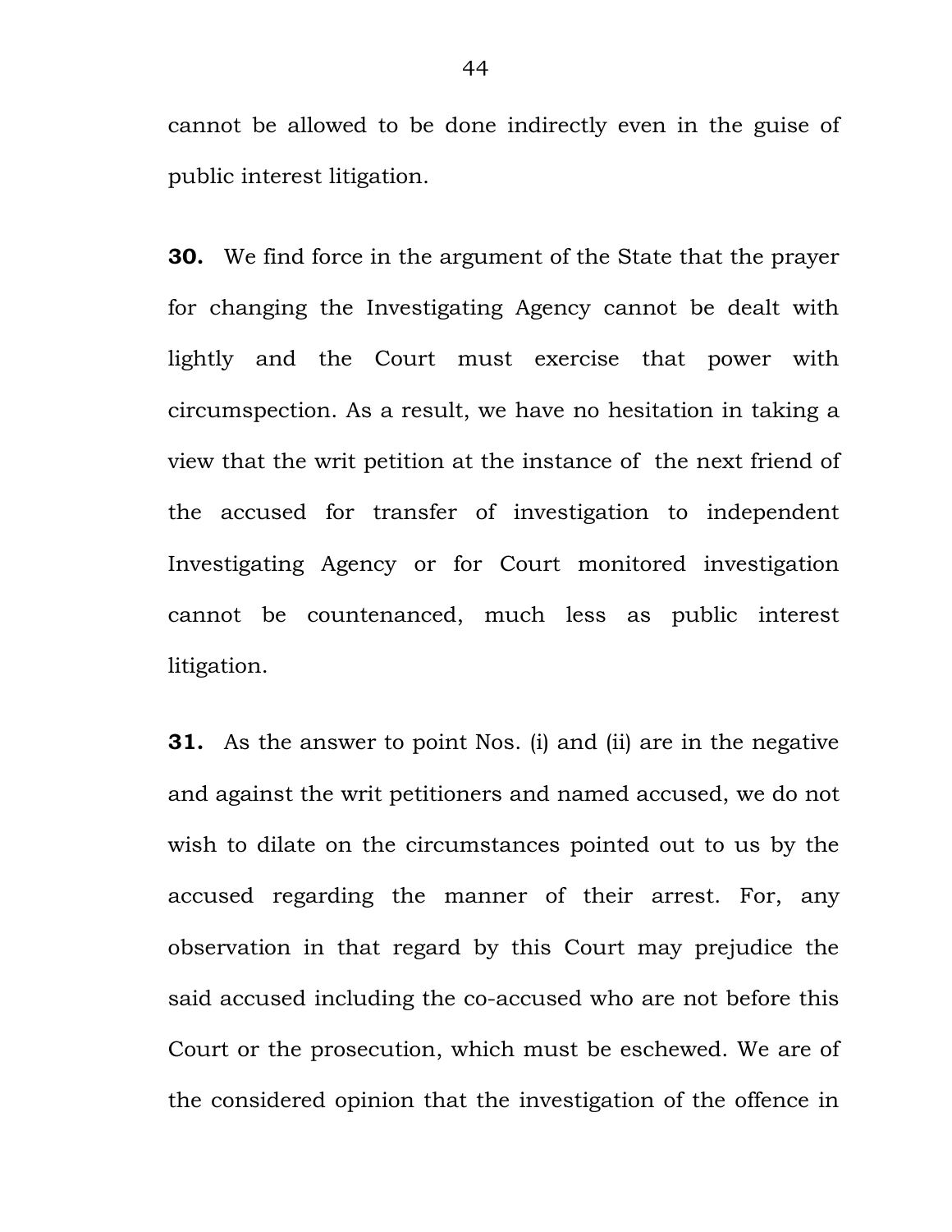cannot be allowed to be done indirectly even in the guise of public interest litigation.

**30.** We find force in the argument of the State that the prayer for changing the Investigating Agency cannot be dealt with lightly and the Court must exercise that power with circumspection. As a result, we have no hesitation in taking a view that the writ petition at the instance of the next friend of the accused for transfer of investigation to independent Investigating Agency or for Court monitored investigation cannot be countenanced, much less as public interest litigation.

**31.** As the answer to point Nos. (i) and (ii) are in the negative and against the writ petitioners and named accused, we do not wish to dilate on the circumstances pointed out to us by the accused regarding the manner of their arrest. For, any observation in that regard by this Court may prejudice the said accused including the co-accused who are not before this Court or the prosecution, which must be eschewed. We are of the considered opinion that the investigation of the offence in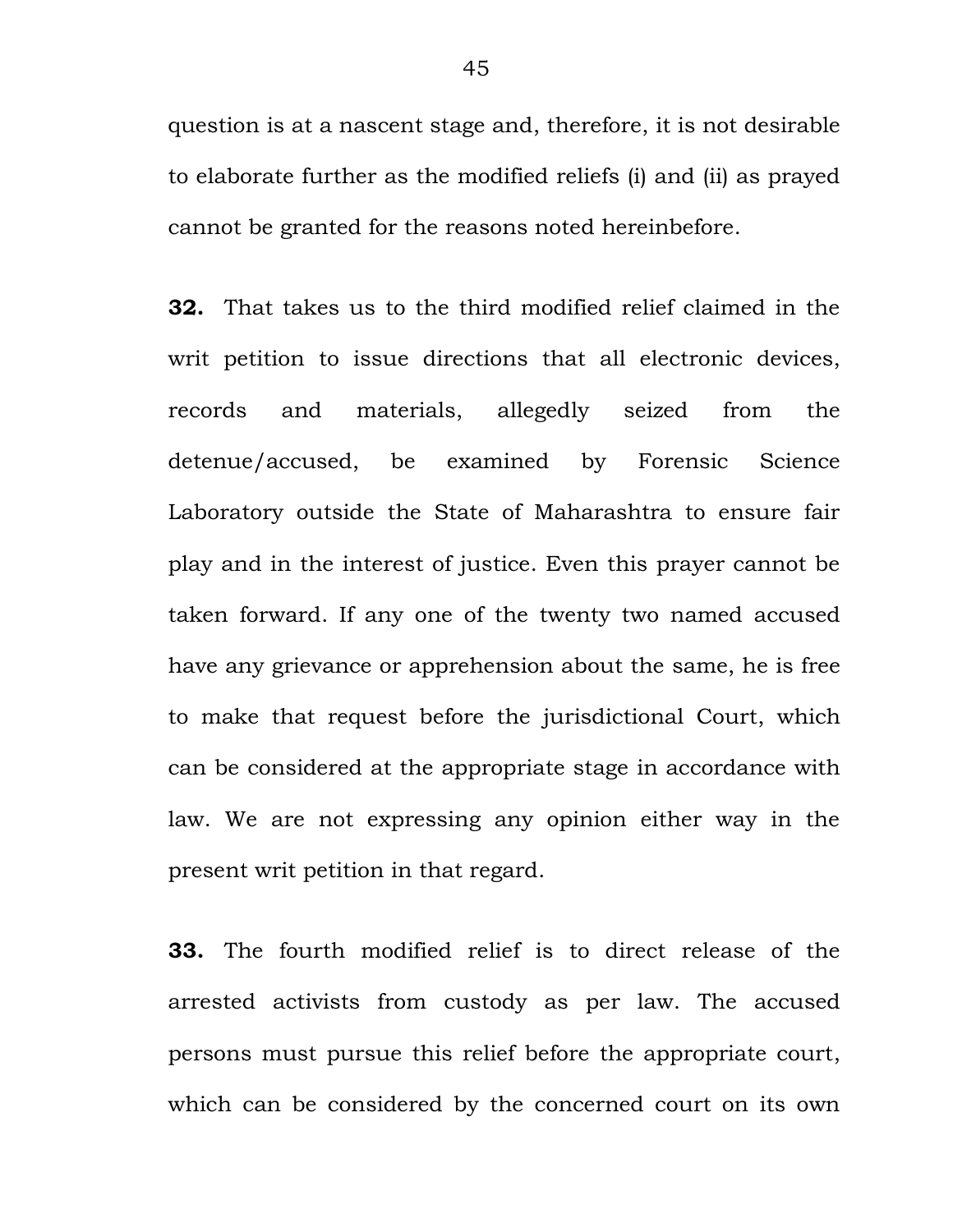question is at a nascent stage and, therefore, it is not desirable to elaborate further as the modified reliefs (i) and (ii) as prayed cannot be granted for the reasons noted hereinbefore.

**32.** That takes us to the third modified relief claimed in the writ petition to issue directions that all electronic devices, records and materials, allegedly seized from the detenue/accused, be examined by Forensic Science Laboratory outside the State of Maharashtra to ensure fair play and in the interest of justice. Even this prayer cannot be taken forward. If any one of the twenty two named accused have any grievance or apprehension about the same, he is free to make that request before the jurisdictional Court, which can be considered at the appropriate stage in accordance with law. We are not expressing any opinion either way in the present writ petition in that regard.

**33.** The fourth modified relief is to direct release of the arrested activists from custody as per law. The accused persons must pursue this relief before the appropriate court, which can be considered by the concerned court on its own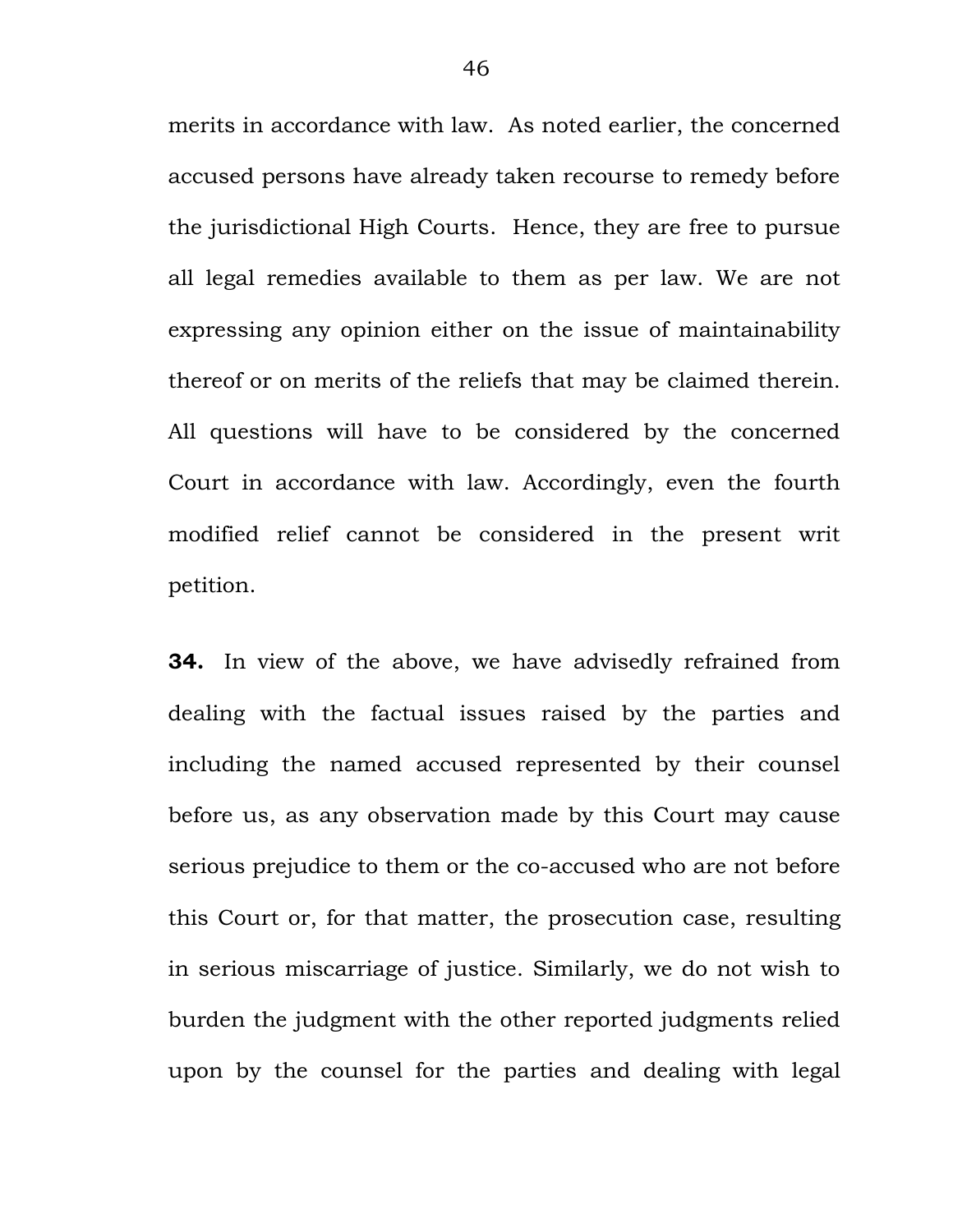merits in accordance with law. As noted earlier, the concerned accused persons have already taken recourse to remedy before the jurisdictional High Courts. Hence, they are free to pursue all legal remedies available to them as per law. We are not expressing any opinion either on the issue of maintainability thereof or on merits of the reliefs that may be claimed therein. All questions will have to be considered by the concerned Court in accordance with law. Accordingly, even the fourth modified relief cannot be considered in the present writ petition.

**34.** In view of the above, we have advisedly refrained from dealing with the factual issues raised by the parties and including the named accused represented by their counsel before us, as any observation made by this Court may cause serious prejudice to them or the co-accused who are not before this Court or, for that matter, the prosecution case, resulting in serious miscarriage of justice. Similarly, we do not wish to burden the judgment with the other reported judgments relied upon by the counsel for the parties and dealing with legal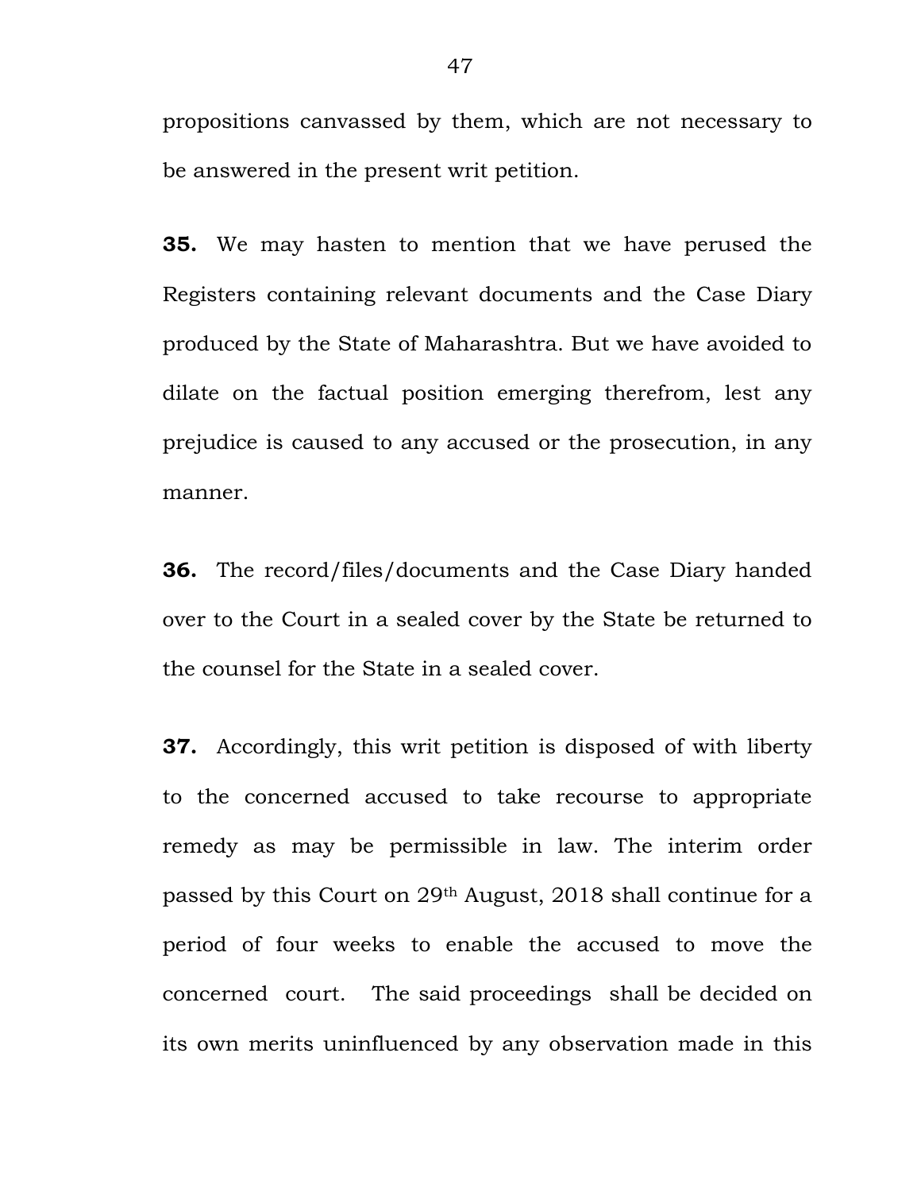propositions canvassed by them, which are not necessary to be answered in the present writ petition.

**35.** We may hasten to mention that we have perused the Registers containing relevant documents and the Case Diary produced by the State of Maharashtra. But we have avoided to dilate on the factual position emerging therefrom, lest any prejudice is caused to any accused or the prosecution, in any manner.

**36.** The record/files/documents and the Case Diary handed over to the Court in a sealed cover by the State be returned to the counsel for the State in a sealed cover.

**37.** Accordingly, this writ petition is disposed of with liberty to the concerned accused to take recourse to appropriate remedy as may be permissible in law. The interim order passed by this Court on 29th August, 2018 shall continue for a period of four weeks to enable the accused to move the concerned court. The said proceedings shall be decided on its own merits uninfluenced by any observation made in this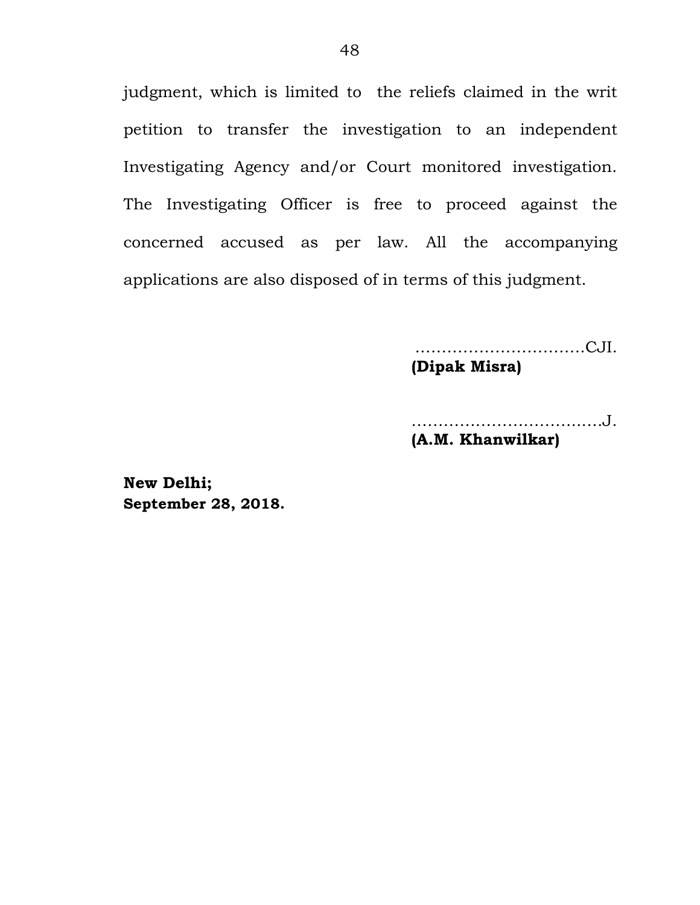judgment, which is limited to the reliefs claimed in the writ petition to transfer the investigation to an independent Investigating Agency and/or Court monitored investigation. The Investigating Officer is free to proceed against the concerned accused as per law. All the accompanying applications are also disposed of in terms of this judgment.

…………………………….CJI.
**(Dipak Misra)**

……………………………….J.
**(A.M. Khanwilkar)**

**New Delhi;**
**September 28, 2018.**